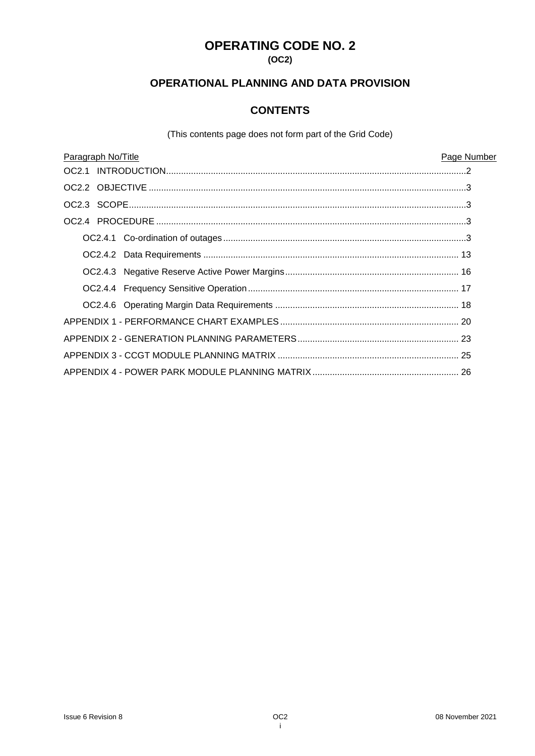# OPERATING CODE NO. 2

**(OC2)**

## OPERATIONAL PLANNING AND DATA PROVISION

## CONTENTS

(This contents page does not form part of the Grid Code)

| Paragraph No/Title | Page Number |
| --- | --- |
| OC2.1 INTRODUCTION | 2 |
| OC2.2 OBJECTIVE | 3 |
| OC2.3 SCOPE | 3 |
| OC2.4 PROCEDURE | 3 |
| OC2.4.1 Co-ordination of outages | 3 |
| OC2.4.2 Data Requirements | 13 |
| OC2.4.3 Negative Reserve Active Power Margins | 16 |
| OC2.4.4 Frequency Sensitive Operation | 17 |
| OC2.4.6 Operating Margin Data Requirements | 18 |
| APPENDIX 1 - PERFORMANCE CHART EXAMPLES | 20 |
| APPENDIX 2 - GENERATION PLANNING PARAMETERS | 23 |
| APPENDIX 3 - CCGT MODULE PLANNING MATRIX | 25 |
| APPENDIX 4 - POWER PARK MODULE PLANNING MATRIX | 26 |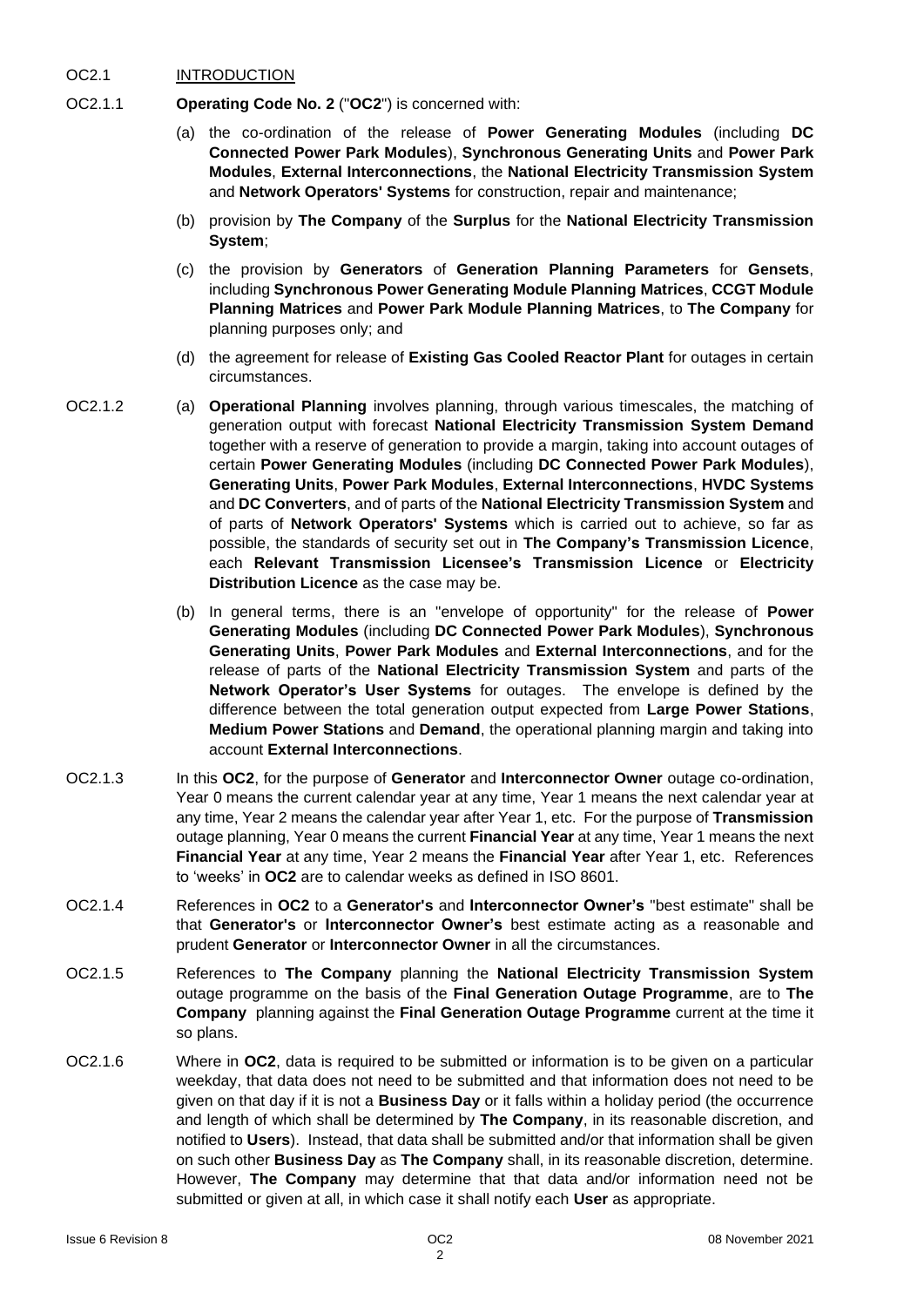OC2.1 INTRODUCTION

OC2.1.1 **Operating Code No. 2** ("**OC2**") is concerned with:

(a) the co-ordination of the release of **Power Generating Modules** (including **DC Connected Power Park Modules**), **Synchronous Generating Units** and **Power Park Modules**, **External Interconnections**, the **National Electricity Transmission System** and **Network Operators' Systems** for construction, repair and maintenance;

(b) provision by **The Company** of the **Surplus** for the **National Electricity Transmission System**;

(c) the provision by **Generators** of **Generation Planning Parameters** for **Gensets**, including **Synchronous Power Generating Module Planning Matrices**, **CCGT Module Planning Matrices** and **Power Park Module Planning Matrices**, to **The Company** for planning purposes only; and

(d) the agreement for release of **Existing Gas Cooled Reactor Plant** for outages in certain circumstances.

OC2.1.2 (a) **Operational Planning** involves planning, through various timescales, the matching of generation output with forecast **National Electricity Transmission System Demand** together with a reserve of generation to provide a margin, taking into account outages of certain **Power Generating Modules** (including **DC Connected Power Park Modules**), **Generating Units**, **Power Park Modules**, **External Interconnections**, **HVDC Systems** and **DC Converters**, and of parts of the **National Electricity Transmission System** and of parts of **Network Operators' Systems** which is carried out to achieve, so far as possible, the standards of security set out in **The Company's Transmission Licence**, each **Relevant Transmission Licensee's Transmission Licence** or **Electricity Distribution Licence** as the case may be.

(b) In general terms, there is an "envelope of opportunity" for the release of **Power Generating Modules** (including **DC Connected Power Park Modules**), **Synchronous Generating Units**, **Power Park Modules** and **External Interconnections**, and for the release of parts of the **National Electricity Transmission System** and parts of the **Network Operator's User Systems** for outages. The envelope is defined by the difference between the total generation output expected from **Large Power Stations**, **Medium Power Stations** and **Demand**, the operational planning margin and taking into account **External Interconnections**.

OC2.1.3 In this **OC2**, for the purpose of **Generator** and **Interconnector Owner** outage co-ordination, Year 0 means the current calendar year at any time, Year 1 means the next calendar year at any time, Year 2 means the calendar year after Year 1, etc. For the purpose of **Transmission** outage planning, Year 0 means the current **Financial Year** at any time, Year 1 means the next **Financial Year** at any time, Year 2 means the **Financial Year** after Year 1, etc. References to 'weeks' in **OC2** are to calendar weeks as defined in ISO 8601.

OC2.1.4 References in **OC2** to a **Generator's** and **Interconnector Owner's** "best estimate" shall be that **Generator's** or **Interconnector Owner's** best estimate acting as a reasonable and prudent **Generator** or **Interconnector Owner** in all the circumstances.

OC2.1.5 References to **The Company** planning the **National Electricity Transmission System** outage programme on the basis of the **Final Generation Outage Programme**, are to **The Company** planning against the **Final Generation Outage Programme** current at the time it so plans.

OC2.1.6 Where in **OC2**, data is required to be submitted or information is to be given on a particular weekday, that data does not need to be submitted and that information does not need to be given on that day if it is not a **Business Day** or it falls within a holiday period (the occurrence and length of which shall be determined by **The Company**, in its reasonable discretion, and notified to **Users**). Instead, that data shall be submitted and/or that information shall be given on such other **Business Day** as **The Company** shall, in its reasonable discretion, determine. However, **The Company** may determine that that data and/or information need not be submitted or given at all, in which case it shall notify each **User** as appropriate.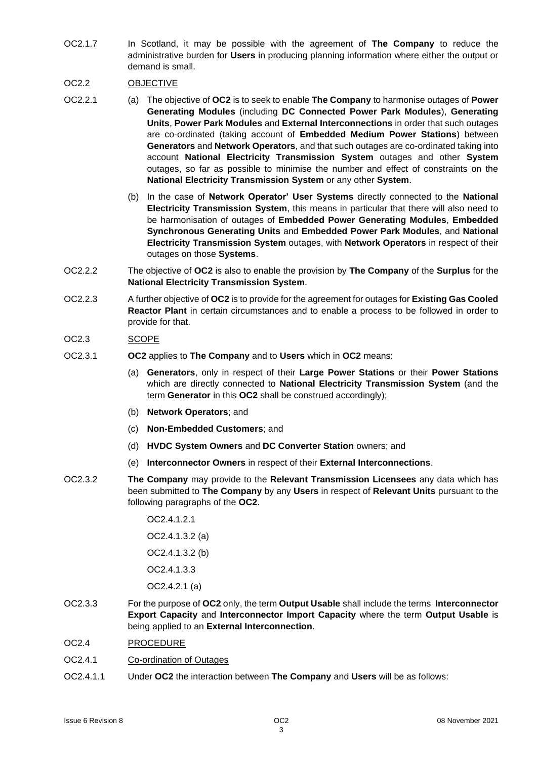OC2.1.7 In Scotland, it may be possible with the agreement of **The Company** to reduce the administrative burden for **Users** in producing planning information where either the output or demand is small.

## OC2.2 OBJECTIVE

OC2.2.1 (a) The objective of **OC2** is to seek to enable **The Company** to harmonise outages of **Power Generating Modules** (including **DC Connected Power Park Modules**), **Generating Units**, **Power Park Modules** and **External Interconnections** in order that such outages are co-ordinated (taking account of **Embedded Medium Power Stations**) between **Generators** and **Network Operators**, and that such outages are co-ordinated taking into account **National Electricity Transmission System** outages and other **System** outages, so far as possible to minimise the number and effect of constraints on the **National Electricity Transmission System** or any other **System**.

(b) In the case of **Network Operator' User Systems** directly connected to the **National Electricity Transmission System**, this means in particular that there will also need to be harmonisation of outages of **Embedded Power Generating Modules**, **Embedded Synchronous Generating Units** and **Embedded Power Park Modules**, and **National Electricity Transmission System** outages, with **Network Operators** in respect of their outages on those **Systems**.

OC2.2.2 The objective of **OC2** is also to enable the provision by **The Company** of the **Surplus** for the **National Electricity Transmission System**.

OC2.2.3 A further objective of **OC2** is to provide for the agreement for outages for **Existing Gas Cooled Reactor Plant** in certain circumstances and to enable a process to be followed in order to provide for that.

## OC2.3 SCOPE

OC2.3.1 **OC2** applies to **The Company** and to **Users** which in **OC2** means:

(a) **Generators**, only in respect of their **Large Power Stations** or their **Power Stations** which are directly connected to **National Electricity Transmission System** (and the term **Generator** in this **OC2** shall be construed accordingly);

(b) **Network Operators**; and

(c) **Non-Embedded Customers**; and

(d) **HVDC System Owners** and **DC Converter Station** owners; and

(e) **Interconnector Owners** in respect of their **External Interconnections**.

OC2.3.2 **The Company** may provide to the **Relevant Transmission Licensees** any data which has been submitted to **The Company** by any **Users** in respect of **Relevant Units** pursuant to the following paragraphs of the **OC2**.

OC2.4.1.2.1

OC2.4.1.3.2 (a)

OC2.4.1.3.2 (b)

OC2.4.1.3.3

OC2.4.2.1 (a)

OC2.3.3 For the purpose of **OC2** only, the term **Output Usable** shall include the terms **Interconnector Export Capacity** and **Interconnector Import Capacity** where the term **Output Usable** is being applied to an **External Interconnection**.

## OC2.4 PROCEDURE

### OC2.4.1 Co-ordination of Outages

OC2.4.1.1 Under **OC2** the interaction between **The Company** and **Users** will be as follows: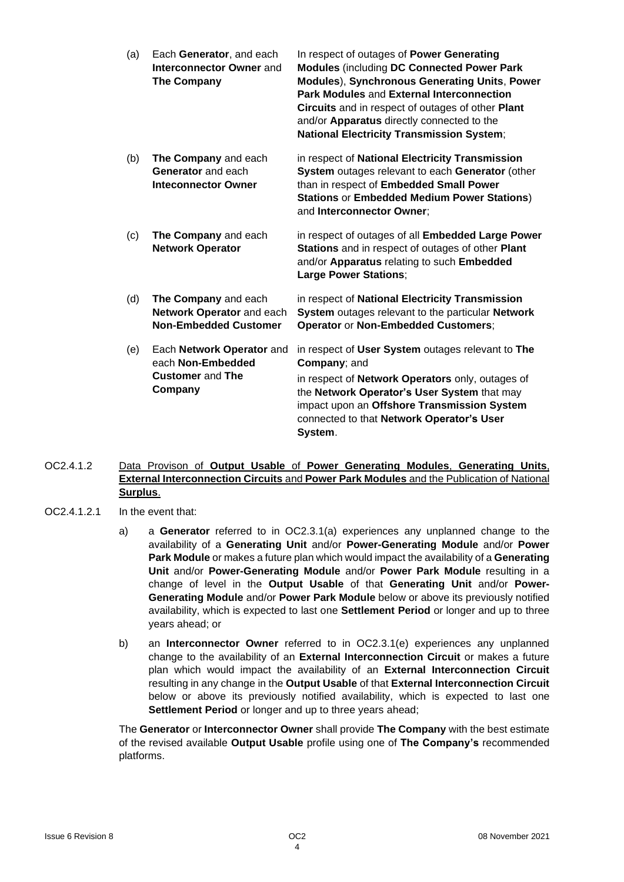| | | |
|---|---|---|
| (a) | Each **Generator**, and each **Interconnector Owner** and **The Company** | In respect of outages of **Power Generating Modules** (including **DC Connected Power Park Modules**), **Synchronous Generating Units**, **Power Park Modules** and **External Interconnection Circuits** and in respect of outages of other **Plant** and/or **Apparatus** directly connected to the **National Electricity Transmission System**; |
| (b) | **The Company** and each **Generator** and each **Inteconnector Owner** | in respect of **National Electricity Transmission System** outages relevant to each **Generator** (other than in respect of **Embedded Small Power Stations** or **Embedded Medium Power Stations**) and **Interconnector Owner**; |
| (c) | **The Company** and each **Network Operator** | in respect of outages of all **Embedded Large Power Stations** and in respect of outages of other **Plant** and/or **Apparatus** relating to such **Embedded Large Power Stations**; |
| (d) | **The Company** and each **Network Operator** and each **Non-Embedded Customer** | in respect of **National Electricity Transmission System** outages relevant to the particular **Network Operator** or **Non-Embedded Customers**; |
| (e) | Each **Network Operator** and each **Non-Embedded Customer** and **The Company** | in respect of **User System** outages relevant to **The Company**; and<br><br>in respect of **Network Operators** only, outages of the **Network Operator's User System** that may impact upon an **Offshore Transmission System** connected to that **Network Operator's User System**. |

OC2.4.1.2 <u>Data Provison of **Output Usable** of **Power Generating Modules**, **Generating Units**, **External Interconnection Circuits** and **Power Park Modules** and the Publication of National **Surplus**.</u>

OC2.4.1.2.1 In the event that:

a) a **Generator** referred to in OC2.3.1(a) experiences any unplanned change to the availability of a **Generating Unit** and/or **Power-Generating Module** and/or **Power Park Module** or makes a future plan which would impact the availability of a **Generating Unit** and/or **Power-Generating Module** and/or **Power Park Module** resulting in a change of level in the **Output Usable** of that **Generating Unit** and/or **Power-Generating Module** and/or **Power Park Module** below or above its previously notified availability, which is expected to last one **Settlement Period** or longer and up to three years ahead; or

b) an **Interconnector Owner** referred to in OC2.3.1(e) experiences any unplanned change to the availability of an **External Interconnection Circuit** or makes a future plan which would impact the availability of an **External Interconnection Circuit** resulting in any change in the **Output Usable** of that **External Interconnection Circuit** below or above its previously notified availability, which is expected to last one **Settlement Period** or longer and up to three years ahead;

The **Generator** or **Interconnector Owner** shall provide **The Company** with the best estimate of the revised available **Output Usable** profile using one of **The Company's** recommended platforms.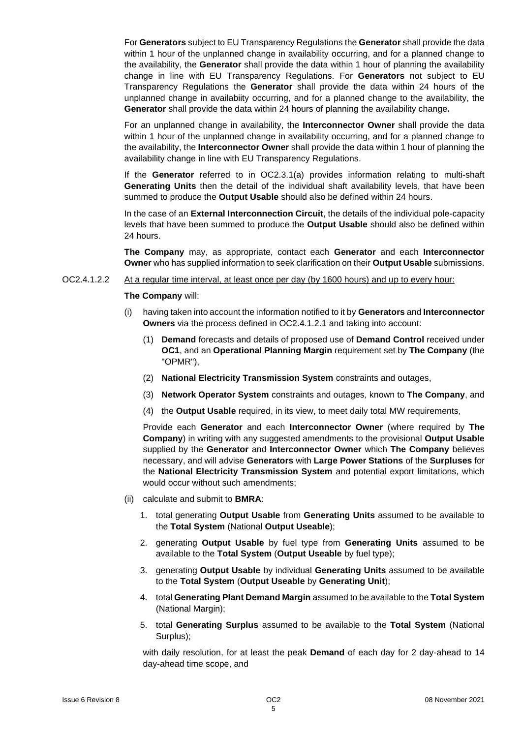For **Generators** subject to EU Transparency Regulations the **Generator** shall provide the data within 1 hour of the unplanned change in availability occurring, and for a planned change to the availability, the **Generator** shall provide the data within 1 hour of planning the availability change in line with EU Transparency Regulations. For **Generators** not subject to EU Transparency Regulations the **Generator** shall provide the data within 24 hours of the unplanned change in availabiity occurring, and for a planned change to the availability, the **Generator** shall provide the data within 24 hours of planning the availability change**.**

For an unplanned change in availability, the **Interconnector Owner** shall provide the data within 1 hour of the unplanned change in availability occurring, and for a planned change to the availability, the **Interconnector Owner** shall provide the data within 1 hour of planning the availability change in line with EU Transparency Regulations.

If the **Generator** referred to in OC2.3.1(a) provides information relating to multi-shaft **Generating Units** then the detail of the individual shaft availability levels, that have been summed to produce the **Output Usable** should also be defined within 24 hours.

In the case of an **External Interconnection Circuit**, the details of the individual pole-capacity levels that have been summed to produce the **Output Usable** should also be defined within 24 hours.

**The Company** may, as appropriate, contact each **Generator** and each **Interconnector Owner** who has supplied information to seek clarification on their **Output Usable** submissions.

OC2.4.1.2.2 At a regular time interval, at least once per day (by 1600 hours) and up to every hour:

**The Company** will:

(i) having taken into account the information notified to it by **Generators** and **Interconnector Owners** via the process defined in OC2.4.1.2.1 and taking into account:

(1) **Demand** forecasts and details of proposed use of **Demand Control** received under **OC1**, and an **Operational Planning Margin** requirement set by **The Company** (the "OPMR"),

(2) **National Electricity Transmission System** constraints and outages,

(3) **Network Operator System** constraints and outages, known to **The Company**, and

(4) the **Output Usable** required, in its view, to meet daily total MW requirements,

Provide each **Generator** and each **Interconnector Owner** (where required by **The Company**) in writing with any suggested amendments to the provisional **Output Usable** supplied by the **Generator** and **Interconnector Owner** which **The Company** believes necessary, and will advise **Generators** with **Large Power Stations** of the **Surpluses** for the **National Electricity Transmission System** and potential export limitations, which would occur without such amendments;

(ii) calculate and submit to **BMRA**:

1. total generating **Output Usable** from **Generating Units** assumed to be available to the **Total System** (National **Output Useable**);
2. generating **Output Usable** by fuel type from **Generating Units** assumed to be available to the **Total System** (**Output Useable** by fuel type);
3. generating **Output Usable** by individual **Generating Units** assumed to be available to the **Total System** (**Output Useable** by **Generating Unit**);
4. total **Generating Plant Demand Margin** assumed to be available to the **Total System** (National Margin);
5. total **Generating Surplus** assumed to be available to the **Total System** (National Surplus);

with daily resolution, for at least the peak **Demand** of each day for 2 day-ahead to 14 day-ahead time scope, and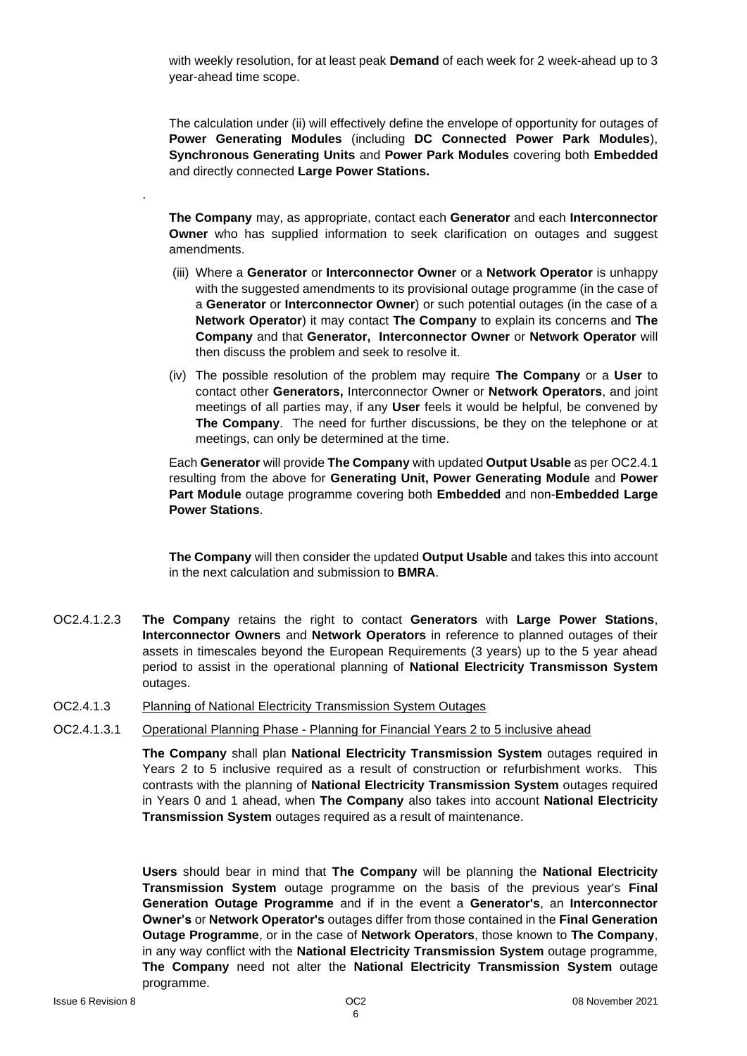with weekly resolution, for at least peak **Demand** of each week for 2 week-ahead up to 3 year-ahead time scope.

The calculation under (ii) will effectively define the envelope of opportunity for outages of **Power Generating Modules** (including **DC Connected Power Park Modules**), **Synchronous Generating Units** and **Power Park Modules** covering both **Embedded** and directly connected **Large Power Stations.**

.

**The Company** may, as appropriate, contact each **Generator** and each **Interconnector Owner** who has supplied information to seek clarification on outages and suggest amendments.

(iii) Where a **Generator** or **Interconnector Owner** or a **Network Operator** is unhappy with the suggested amendments to its provisional outage programme (in the case of a **Generator** or **Interconnector Owner**) or such potential outages (in the case of a **Network Operator**) it may contact **The Company** to explain its concerns and **The Company** and that **Generator, Interconnector Owner** or **Network Operator** will then discuss the problem and seek to resolve it.

(iv) The possible resolution of the problem may require **The Company** or a **User** to contact other **Generators,** Interconnector Owner or **Network Operators**, and joint meetings of all parties may, if any **User** feels it would be helpful, be convened by **The Company**. The need for further discussions, be they on the telephone or at meetings, can only be determined at the time.

Each **Generator** will provide **The Company** with updated **Output Usable** as per OC2.4.1 resulting from the above for **Generating Unit, Power Generating Module** and **Power Part Module** outage programme covering both **Embedded** and non-**Embedded Large Power Stations**.

**The Company** will then consider the updated **Output Usable** and takes this into account in the next calculation and submission to **BMRA**.

OC2.4.1.2.3 **The Company** retains the right to contact **Generators** with **Large Power Stations**, **Interconnector Owners** and **Network Operators** in reference to planned outages of their assets in timescales beyond the European Requirements (3 years) up to the 5 year ahead period to assist in the operational planning of **National Electricity Transmisson System** outages.

OC2.4.1.3 Planning of National Electricity Transmission System Outages

OC2.4.1.3.1 Operational Planning Phase - Planning for Financial Years 2 to 5 inclusive ahead

**The Company** shall plan **National Electricity Transmission System** outages required in Years 2 to 5 inclusive required as a result of construction or refurbishment works. This contrasts with the planning of **National Electricity Transmission System** outages required in Years 0 and 1 ahead, when **The Company** also takes into account **National Electricity Transmission System** outages required as a result of maintenance.

**Users** should bear in mind that **The Company** will be planning the **National Electricity Transmission System** outage programme on the basis of the previous year's **Final Generation Outage Programme** and if in the event a **Generator's**, an **Interconnector Owner's** or **Network Operator's** outages differ from those contained in the **Final Generation Outage Programme**, or in the case of **Network Operators**, those known to **The Company**, in any way conflict with the **National Electricity Transmission System** outage programme, **The Company** need not alter the **National Electricity Transmission System** outage programme.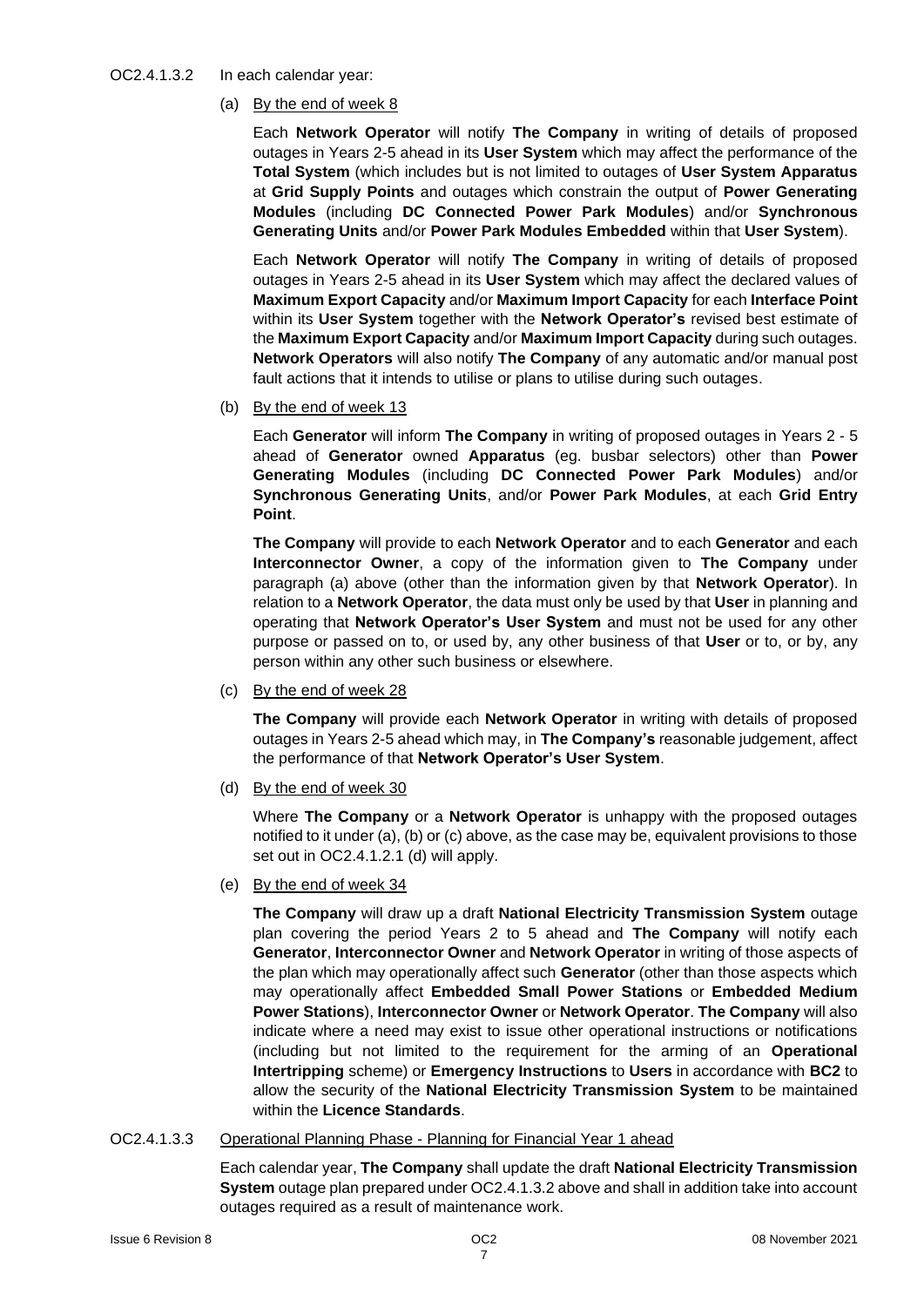OC2.4.1.3.2 In each calendar year:

(a) By the end of week 8

Each **Network Operator** will notify **The Company** in writing of details of proposed outages in Years 2-5 ahead in its **User System** which may affect the performance of the **Total System** (which includes but is not limited to outages of **User System Apparatus** at **Grid Supply Points** and outages which constrain the output of **Power Generating Modules** (including **DC Connected Power Park Modules**) and/or **Synchronous Generating Units** and/or **Power Park Modules Embedded** within that **User System**).

Each **Network Operator** will notify **The Company** in writing of details of proposed outages in Years 2-5 ahead in its **User System** which may affect the declared values of **Maximum Export Capacity** and/or **Maximum Import Capacity** for each **Interface Point** within its **User System** together with the **Network Operator's** revised best estimate of the **Maximum Export Capacity** and/or **Maximum Import Capacity** during such outages. **Network Operators** will also notify **The Company** of any automatic and/or manual post fault actions that it intends to utilise or plans to utilise during such outages.

(b) By the end of week 13

Each **Generator** will inform **The Company** in writing of proposed outages in Years 2 - 5 ahead of **Generator** owned **Apparatus** (eg. busbar selectors) other than **Power Generating Modules** (including **DC Connected Power Park Modules**) and/or **Synchronous Generating Units**, and/or **Power Park Modules**, at each **Grid Entry Point**.

**The Company** will provide to each **Network Operator** and to each **Generator** and each **Interconnector Owner**, a copy of the information given to **The Company** under paragraph (a) above (other than the information given by that **Network Operator**). In relation to a **Network Operator**, the data must only be used by that **User** in planning and operating that **Network Operator's User System** and must not be used for any other purpose or passed on to, or used by, any other business of that **User** or to, or by, any person within any other such business or elsewhere.

(c) By the end of week 28

**The Company** will provide each **Network Operator** in writing with details of proposed outages in Years 2-5 ahead which may, in **The Company's** reasonable judgement, affect the performance of that **Network Operator's User System**.

(d) By the end of week 30

Where **The Company** or a **Network Operator** is unhappy with the proposed outages notified to it under (a), (b) or (c) above, as the case may be, equivalent provisions to those set out in OC2.4.1.2.1 (d) will apply.

(e) By the end of week 34

**The Company** will draw up a draft **National Electricity Transmission System** outage plan covering the period Years 2 to 5 ahead and **The Company** will notify each **Generator**, **Interconnector Owner** and **Network Operator** in writing of those aspects of the plan which may operationally affect such **Generator** (other than those aspects which may operationally affect **Embedded Small Power Stations** or **Embedded Medium Power Stations**), **Interconnector Owner** or **Network Operator**. **The Company** will also indicate where a need may exist to issue other operational instructions or notifications (including but not limited to the requirement for the arming of an **Operational Intertripping** scheme) or **Emergency Instructions** to **Users** in accordance with **BC2** to allow the security of the **National Electricity Transmission System** to be maintained within the **Licence Standards**.

OC2.4.1.3.3 Operational Planning Phase - Planning for Financial Year 1 ahead

Each calendar year, **The Company** shall update the draft **National Electricity Transmission System** outage plan prepared under OC2.4.1.3.2 above and shall in addition take into account outages required as a result of maintenance work.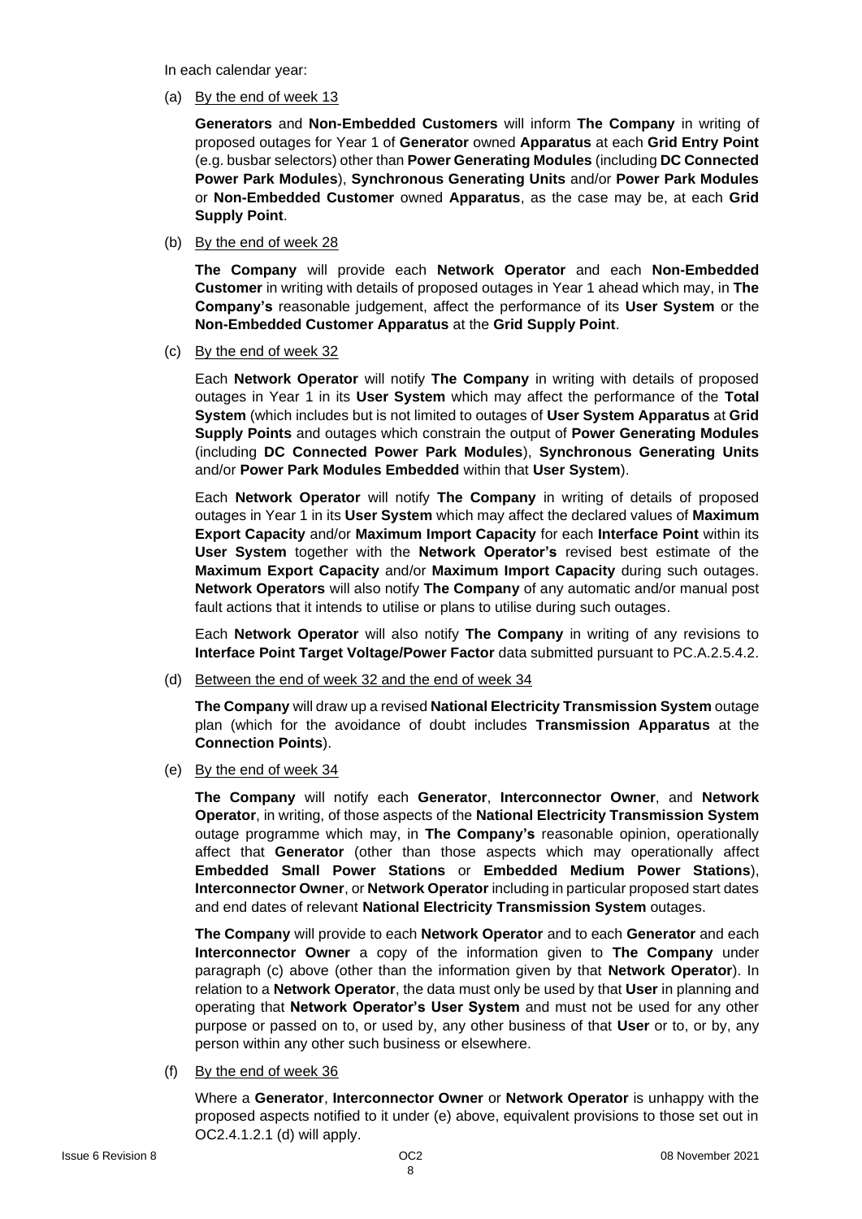In each calendar year:

(a) By the end of week 13

**Generators** and **Non-Embedded Customers** will inform **The Company** in writing of proposed outages for Year 1 of **Generator** owned **Apparatus** at each **Grid Entry Point** (e.g. busbar selectors) other than **Power Generating Modules** (including **DC Connected Power Park Modules**), **Synchronous Generating Units** and/or **Power Park Modules** or **Non-Embedded Customer** owned **Apparatus**, as the case may be, at each **Grid Supply Point**.

(b) By the end of week 28

**The Company** will provide each **Network Operator** and each **Non-Embedded Customer** in writing with details of proposed outages in Year 1 ahead which may, in **The Company's** reasonable judgement, affect the performance of its **User System** or the **Non-Embedded Customer Apparatus** at the **Grid Supply Point**.

(c) By the end of week 32

Each **Network Operator** will notify **The Company** in writing with details of proposed outages in Year 1 in its **User System** which may affect the performance of the **Total System** (which includes but is not limited to outages of **User System Apparatus** at **Grid Supply Points** and outages which constrain the output of **Power Generating Modules** (including **DC Connected Power Park Modules**), **Synchronous Generating Units** and/or **Power Park Modules Embedded** within that **User System**).

Each **Network Operator** will notify **The Company** in writing of details of proposed outages in Year 1 in its **User System** which may affect the declared values of **Maximum Export Capacity** and/or **Maximum Import Capacity** for each **Interface Point** within its **User System** together with the **Network Operator's** revised best estimate of the **Maximum Export Capacity** and/or **Maximum Import Capacity** during such outages. **Network Operators** will also notify **The Company** of any automatic and/or manual post fault actions that it intends to utilise or plans to utilise during such outages.

Each **Network Operator** will also notify **The Company** in writing of any revisions to **Interface Point Target Voltage/Power Factor** data submitted pursuant to PC.A.2.5.4.2.

(d) Between the end of week 32 and the end of week 34

**The Company** will draw up a revised **National Electricity Transmission System** outage plan (which for the avoidance of doubt includes **Transmission Apparatus** at the **Connection Points**).

(e) By the end of week 34

**The Company** will notify each **Generator**, **Interconnector Owner**, and **Network Operator**, in writing, of those aspects of the **National Electricity Transmission System** outage programme which may, in **The Company's** reasonable opinion, operationally affect that **Generator** (other than those aspects which may operationally affect **Embedded Small Power Stations** or **Embedded Medium Power Stations**), **Interconnector Owner**, or **Network Operator** including in particular proposed start dates and end dates of relevant **National Electricity Transmission System** outages.

**The Company** will provide to each **Network Operator** and to each **Generator** and each **Interconnector Owner** a copy of the information given to **The Company** under paragraph (c) above (other than the information given by that **Network Operator**). In relation to a **Network Operator**, the data must only be used by that **User** in planning and operating that **Network Operator's User System** and must not be used for any other purpose or passed on to, or used by, any other business of that **User** or to, or by, any person within any other such business or elsewhere.

(f) By the end of week 36

Where a **Generator**, **Interconnector Owner** or **Network Operator** is unhappy with the proposed aspects notified to it under (e) above, equivalent provisions to those set out in OC2.4.1.2.1 (d) will apply.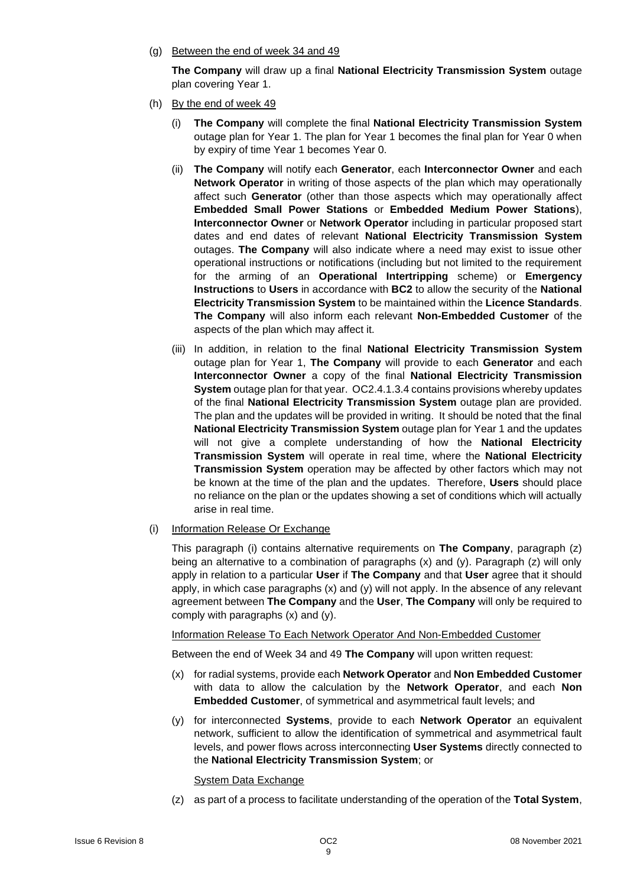(g) Between the end of week 34 and 49

**The Company** will draw up a final **National Electricity Transmission System** outage plan covering Year 1.

(h) By the end of week 49

(i) **The Company** will complete the final **National Electricity Transmission System** outage plan for Year 1. The plan for Year 1 becomes the final plan for Year 0 when by expiry of time Year 1 becomes Year 0.

(ii) **The Company** will notify each **Generator**, each **Interconnector Owner** and each **Network Operator** in writing of those aspects of the plan which may operationally affect such **Generator** (other than those aspects which may operationally affect **Embedded Small Power Stations** or **Embedded Medium Power Stations**), **Interconnector Owner** or **Network Operator** including in particular proposed start dates and end dates of relevant **National Electricity Transmission System** outages. **The Company** will also indicate where a need may exist to issue other operational instructions or notifications (including but not limited to the requirement for the arming of an **Operational Intertripping** scheme) or **Emergency Instructions** to **Users** in accordance with **BC2** to allow the security of the **National Electricity Transmission System** to be maintained within the **Licence Standards**. **The Company** will also inform each relevant **Non-Embedded Customer** of the aspects of the plan which may affect it.

(iii) In addition, in relation to the final **National Electricity Transmission System** outage plan for Year 1, **The Company** will provide to each **Generator** and each **Interconnector Owner** a copy of the final **National Electricity Transmission System** outage plan for that year. OC2.4.1.3.4 contains provisions whereby updates of the final **National Electricity Transmission System** outage plan are provided. The plan and the updates will be provided in writing. It should be noted that the final **National Electricity Transmission System** outage plan for Year 1 and the updates will not give a complete understanding of how the **National Electricity Transmission System** will operate in real time, where the **National Electricity Transmission System** operation may be affected by other factors which may not be known at the time of the plan and the updates. Therefore, **Users** should place no reliance on the plan or the updates showing a set of conditions which will actually arise in real time.

(i) Information Release Or Exchange

This paragraph (i) contains alternative requirements on **The Company**, paragraph (z) being an alternative to a combination of paragraphs (x) and (y). Paragraph (z) will only apply in relation to a particular **User** if **The Company** and that **User** agree that it should apply, in which case paragraphs (x) and (y) will not apply. In the absence of any relevant agreement between **The Company** and the **User**, **The Company** will only be required to comply with paragraphs (x) and (y).

Information Release To Each Network Operator And Non-Embedded Customer

Between the end of Week 34 and 49 **The Company** will upon written request:

(x) for radial systems, provide each **Network Operator** and **Non Embedded Customer** with data to allow the calculation by the **Network Operator**, and each **Non Embedded Customer**, of symmetrical and asymmetrical fault levels; and

(y) for interconnected **Systems**, provide to each **Network Operator** an equivalent network, sufficient to allow the identification of symmetrical and asymmetrical fault levels, and power flows across interconnecting **User Systems** directly connected to the **National Electricity Transmission System**; or

System Data Exchange

(z) as part of a process to facilitate understanding of the operation of the **Total System**,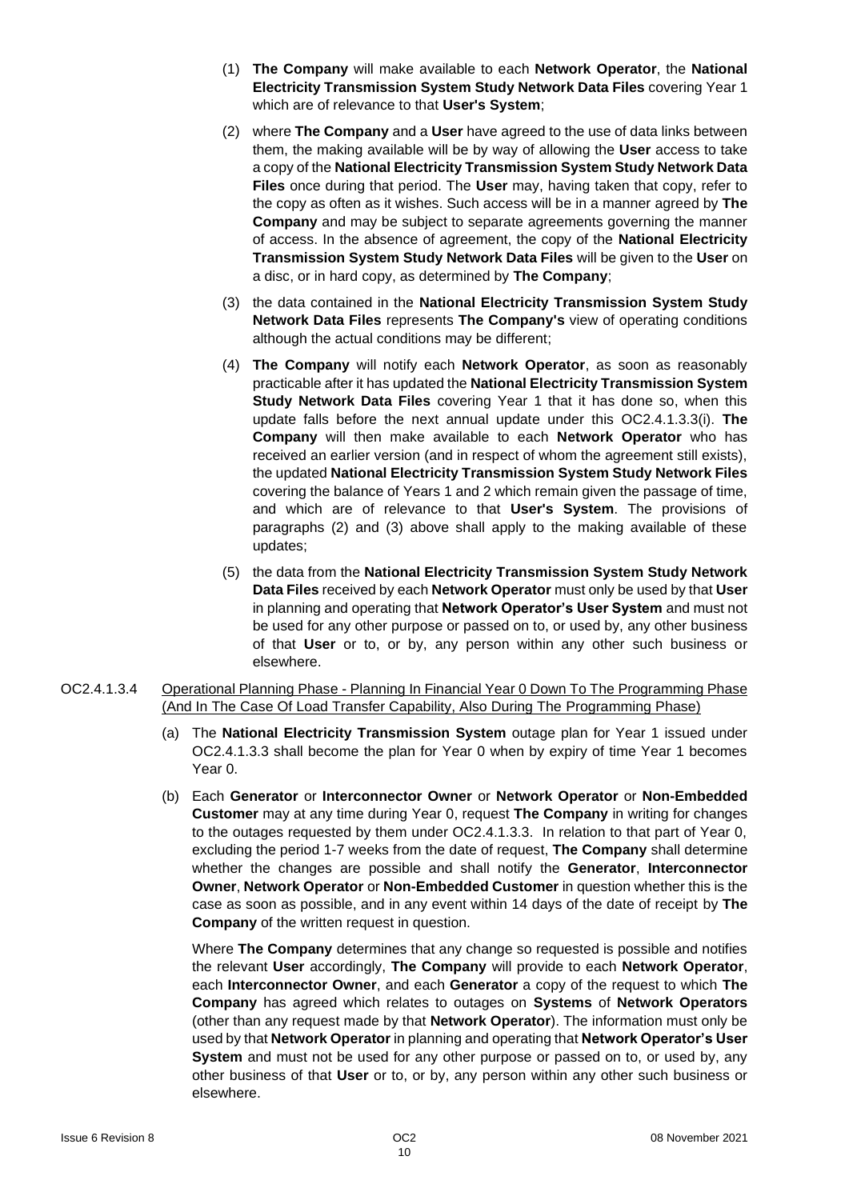(1) **The Company** will make available to each **Network Operator**, the **National Electricity Transmission System Study Network Data Files** covering Year 1 which are of relevance to that **User's System**;

(2) where **The Company** and a **User** have agreed to the use of data links between them, the making available will be by way of allowing the **User** access to take a copy of the **National Electricity Transmission System Study Network Data Files** once during that period. The **User** may, having taken that copy, refer to the copy as often as it wishes. Such access will be in a manner agreed by **The Company** and may be subject to separate agreements governing the manner of access. In the absence of agreement, the copy of the **National Electricity Transmission System Study Network Data Files** will be given to the **User** on a disc, or in hard copy, as determined by **The Company**;

(3) the data contained in the **National Electricity Transmission System Study Network Data Files** represents **The Company's** view of operating conditions although the actual conditions may be different;

(4) **The Company** will notify each **Network Operator**, as soon as reasonably practicable after it has updated the **National Electricity Transmission System Study Network Data Files** covering Year 1 that it has done so, when this update falls before the next annual update under this OC2.4.1.3.3(i). **The Company** will then make available to each **Network Operator** who has received an earlier version (and in respect of whom the agreement still exists), the updated **National Electricity Transmission System Study Network Files** covering the balance of Years 1 and 2 which remain given the passage of time, and which are of relevance to that **User's System**. The provisions of paragraphs (2) and (3) above shall apply to the making available of these updates;

(5) the data from the **National Electricity Transmission System Study Network Data Files** received by each **Network Operator** must only be used by that **User** in planning and operating that **Network Operator's User System** and must not be used for any other purpose or passed on to, or used by, any other business of that **User** or to, or by, any person within any other such business or elsewhere.

OC2.4.1.3.4 Operational Planning Phase - Planning In Financial Year 0 Down To The Programming Phase (And In The Case Of Load Transfer Capability, Also During The Programming Phase)

(a) The **National Electricity Transmission System** outage plan for Year 1 issued under OC2.4.1.3.3 shall become the plan for Year 0 when by expiry of time Year 1 becomes Year 0.

(b) Each **Generator** or **Interconnector Owner** or **Network Operator** or **Non-Embedded Customer** may at any time during Year 0, request **The Company** in writing for changes to the outages requested by them under OC2.4.1.3.3. In relation to that part of Year 0, excluding the period 1-7 weeks from the date of request, **The Company** shall determine whether the changes are possible and shall notify the **Generator**, **Interconnector Owner**, **Network Operator** or **Non-Embedded Customer** in question whether this is the case as soon as possible, and in any event within 14 days of the date of receipt by **The Company** of the written request in question.

Where **The Company** determines that any change so requested is possible and notifies the relevant **User** accordingly, **The Company** will provide to each **Network Operator**, each **Interconnector Owner**, and each **Generator** a copy of the request to which **The Company** has agreed which relates to outages on **Systems** of **Network Operators** (other than any request made by that **Network Operator**). The information must only be used by that **Network Operator** in planning and operating that **Network Operator's User System** and must not be used for any other purpose or passed on to, or used by, any other business of that **User** or to, or by, any person within any other such business or elsewhere.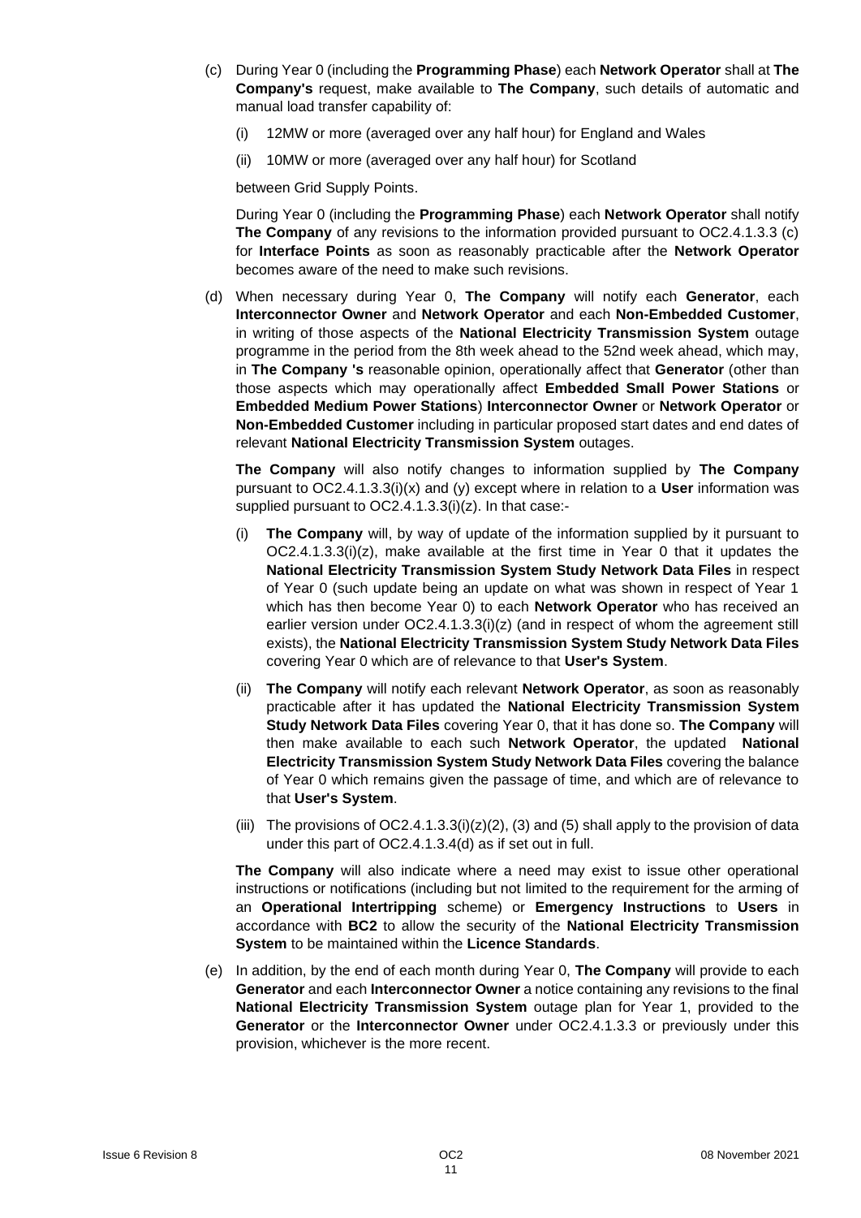(c) During Year 0 (including the **Programming Phase**) each **Network Operator** shall at **The Company's** request, make available to **The Company**, such details of automatic and manual load transfer capability of:

   (i) 12MW or more (averaged over any half hour) for England and Wales

   (ii) 10MW or more (averaged over any half hour) for Scotland

   between Grid Supply Points.

   During Year 0 (including the **Programming Phase**) each **Network Operator** shall notify **The Company** of any revisions to the information provided pursuant to OC2.4.1.3.3 (c) for **Interface Points** as soon as reasonably practicable after the **Network Operator** becomes aware of the need to make such revisions.

(d) When necessary during Year 0, **The Company** will notify each **Generator**, each **Interconnector Owner** and **Network Operator** and each **Non-Embedded Customer**, in writing of those aspects of the **National Electricity Transmission System** outage programme in the period from the 8th week ahead to the 52nd week ahead, which may, in **The Company 's** reasonable opinion, operationally affect that **Generator** (other than those aspects which may operationally affect **Embedded Small Power Stations** or **Embedded Medium Power Stations**) **Interconnector Owner** or **Network Operator** or **Non-Embedded Customer** including in particular proposed start dates and end dates of relevant **National Electricity Transmission System** outages.

   **The Company** will also notify changes to information supplied by **The Company** pursuant to OC2.4.1.3.3(i)(x) and (y) except where in relation to a **User** information was supplied pursuant to OC2.4.1.3.3(i)(z). In that case:-

   (i) **The Company** will, by way of update of the information supplied by it pursuant to OC2.4.1.3.3(i)(z), make available at the first time in Year 0 that it updates the **National Electricity Transmission System Study Network Data Files** in respect of Year 0 (such update being an update on what was shown in respect of Year 1 which has then become Year 0) to each **Network Operator** who has received an earlier version under OC2.4.1.3.3(i)(z) (and in respect of whom the agreement still exists), the **National Electricity Transmission System Study Network Data Files** covering Year 0 which are of relevance to that **User's System**.

   (ii) **The Company** will notify each relevant **Network Operator**, as soon as reasonably practicable after it has updated the **National Electricity Transmission System Study Network Data Files** covering Year 0, that it has done so. **The Company** will then make available to each such **Network Operator**, the updated **National Electricity Transmission System Study Network Data Files** covering the balance of Year 0 which remains given the passage of time, and which are of relevance to that **User's System**.

   (iii) The provisions of OC2.4.1.3.3(i)(z)(2), (3) and (5) shall apply to the provision of data under this part of OC2.4.1.3.4(d) as if set out in full.

   **The Company** will also indicate where a need may exist to issue other operational instructions or notifications (including but not limited to the requirement for the arming of an **Operational Intertripping** scheme) or **Emergency Instructions** to **Users** in accordance with **BC2** to allow the security of the **National Electricity Transmission System** to be maintained within the **Licence Standards**.

(e) In addition, by the end of each month during Year 0, **The Company** will provide to each **Generator** and each **Interconnector Owner** a notice containing any revisions to the final **National Electricity Transmission System** outage plan for Year 1, provided to the **Generator** or the **Interconnector Owner** under OC2.4.1.3.3 or previously under this provision, whichever is the more recent.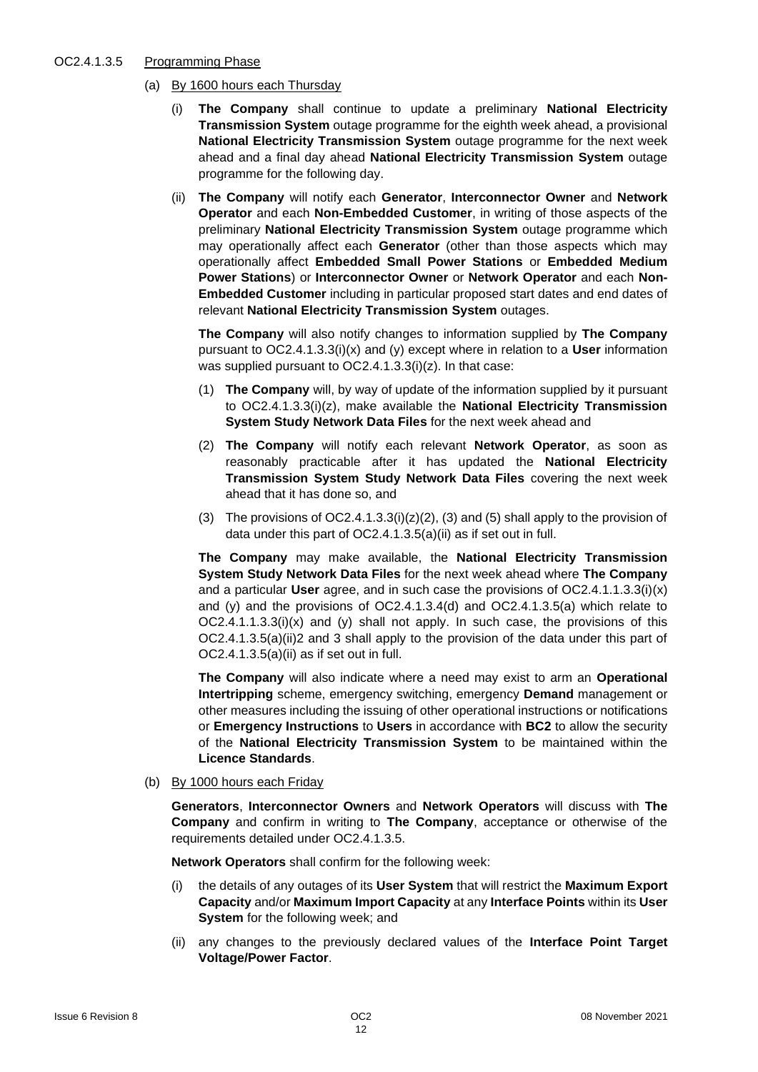OC2.4.1.3.5 Programming Phase

(a) By 1600 hours each Thursday

(i) **The Company** shall continue to update a preliminary **National Electricity Transmission System** outage programme for the eighth week ahead, a provisional **National Electricity Transmission System** outage programme for the next week ahead and a final day ahead **National Electricity Transmission System** outage programme for the following day.

(ii) **The Company** will notify each **Generator**, **Interconnector Owner** and **Network Operator** and each **Non-Embedded Customer**, in writing of those aspects of the preliminary **National Electricity Transmission System** outage programme which may operationally affect each **Generator** (other than those aspects which may operationally affect **Embedded Small Power Stations** or **Embedded Medium Power Stations**) or **Interconnector Owner** or **Network Operator** and each **Non-Embedded Customer** including in particular proposed start dates and end dates of relevant **National Electricity Transmission System** outages.

**The Company** will also notify changes to information supplied by **The Company** pursuant to OC2.4.1.3.3(i)(x) and (y) except where in relation to a **User** information was supplied pursuant to OC2.4.1.3.3(i)(z). In that case:

(1) **The Company** will, by way of update of the information supplied by it pursuant to OC2.4.1.3.3(i)(z), make available the **National Electricity Transmission System Study Network Data Files** for the next week ahead and

(2) **The Company** will notify each relevant **Network Operator**, as soon as reasonably practicable after it has updated the **National Electricity Transmission System Study Network Data Files** covering the next week ahead that it has done so, and

(3) The provisions of OC2.4.1.3.3(i)(z)(2), (3) and (5) shall apply to the provision of data under this part of OC2.4.1.3.5(a)(ii) as if set out in full.

**The Company** may make available, the **National Electricity Transmission System Study Network Data Files** for the next week ahead where **The Company** and a particular **User** agree, and in such case the provisions of OC2.4.1.1.3.3(i)(x) and (y) and the provisions of OC2.4.1.3.4(d) and OC2.4.1.3.5(a) which relate to OC2.4.1.1.3.3(i)(x) and (y) shall not apply. In such case, the provisions of this OC2.4.1.3.5(a)(ii)2 and 3 shall apply to the provision of the data under this part of OC2.4.1.3.5(a)(ii) as if set out in full.

**The Company** will also indicate where a need may exist to arm an **Operational Intertripping** scheme, emergency switching, emergency **Demand** management or other measures including the issuing of other operational instructions or notifications or **Emergency Instructions** to **Users** in accordance with **BC2** to allow the security of the **National Electricity Transmission System** to be maintained within the **Licence Standards**.

(b) By 1000 hours each Friday

**Generators**, **Interconnector Owners** and **Network Operators** will discuss with **The Company** and confirm in writing to **The Company**, acceptance or otherwise of the requirements detailed under OC2.4.1.3.5.

**Network Operators** shall confirm for the following week:

(i) the details of any outages of its **User System** that will restrict the **Maximum Export Capacity** and/or **Maximum Import Capacity** at any **Interface Points** within its **User System** for the following week; and

(ii) any changes to the previously declared values of the **Interface Point Target Voltage/Power Factor**.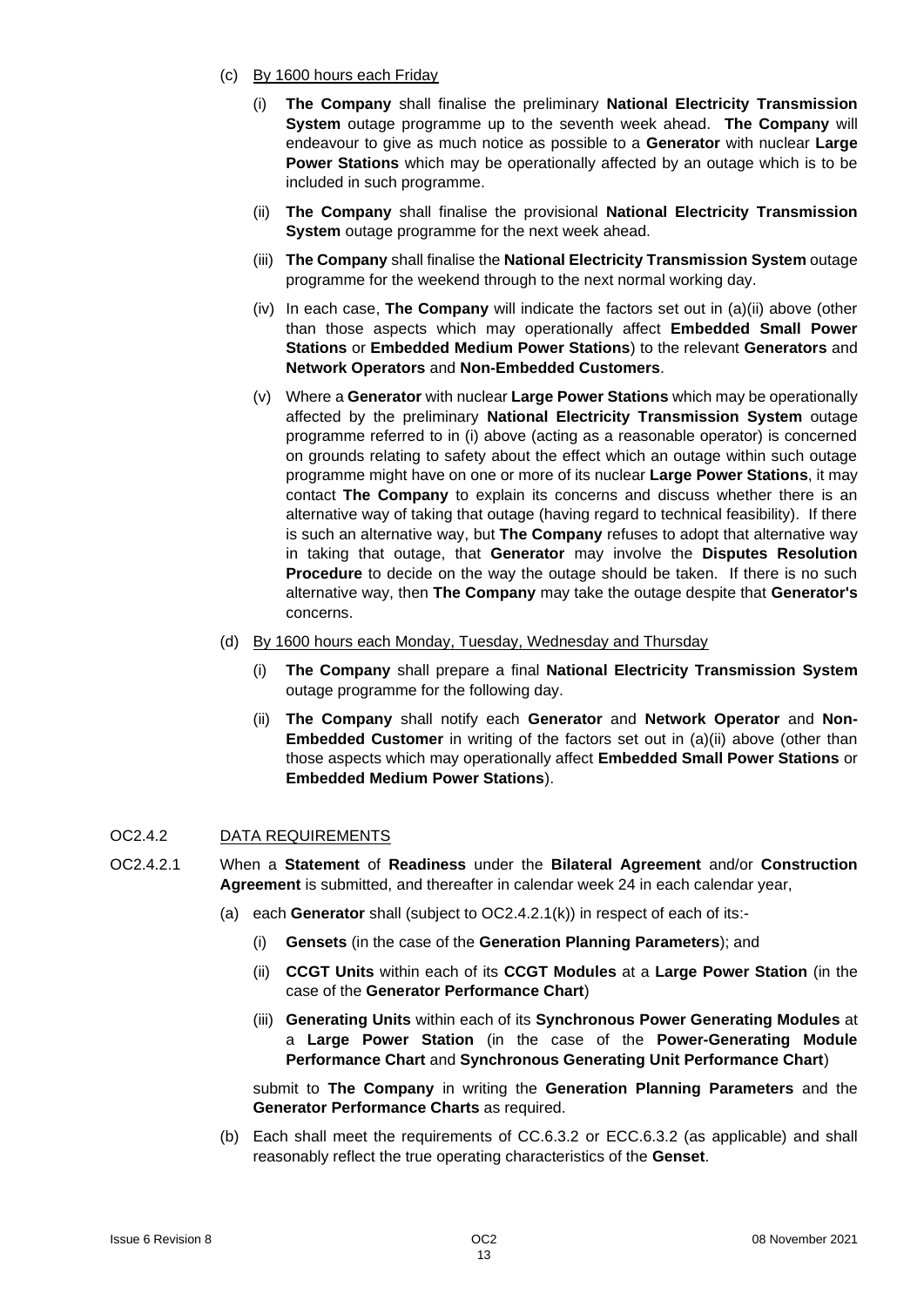(c) <u>By 1600 hours each Friday</u>

   (i) **The Company** shall finalise the preliminary **National Electricity Transmission System** outage programme up to the seventh week ahead. **The Company** will endeavour to give as much notice as possible to a **Generator** with nuclear **Large Power Stations** which may be operationally affected by an outage which is to be included in such programme.

   (ii) **The Company** shall finalise the provisional **National Electricity Transmission System** outage programme for the next week ahead.

   (iii) **The Company** shall finalise the **National Electricity Transmission System** outage programme for the weekend through to the next normal working day.

   (iv) In each case, **The Company** will indicate the factors set out in (a)(ii) above (other than those aspects which may operationally affect **Embedded Small Power Stations** or **Embedded Medium Power Stations**) to the relevant **Generators** and **Network Operators** and **Non-Embedded Customers**.

   (v) Where a **Generator** with nuclear **Large Power Stations** which may be operationally affected by the preliminary **National Electricity Transmission System** outage programme referred to in (i) above (acting as a reasonable operator) is concerned on grounds relating to safety about the effect which an outage within such outage programme might have on one or more of its nuclear **Large Power Stations**, it may contact **The Company** to explain its concerns and discuss whether there is an alternative way of taking that outage (having regard to technical feasibility). If there is such an alternative way, but **The Company** refuses to adopt that alternative way in taking that outage, that **Generator** may involve the **Disputes Resolution Procedure** to decide on the way the outage should be taken. If there is no such alternative way, then **The Company** may take the outage despite that **Generator's** concerns.

(d) <u>By 1600 hours each Monday, Tuesday, Wednesday and Thursday</u>

   (i) **The Company** shall prepare a final **National Electricity Transmission System** outage programme for the following day.

   (ii) **The Company** shall notify each **Generator** and **Network Operator** and **Non-Embedded Customer** in writing of the factors set out in (a)(ii) above (other than those aspects which may operationally affect **Embedded Small Power Stations** or **Embedded Medium Power Stations**).

OC2.4.2 <u>DATA REQUIREMENTS</u>

OC2.4.2.1 When a **Statement** of **Readiness** under the **Bilateral Agreement** and/or **Construction Agreement** is submitted, and thereafter in calendar week 24 in each calendar year,

(a) each **Generator** shall (subject to OC2.4.2.1(k)) in respect of each of its:-

   (i) **Gensets** (in the case of the **Generation Planning Parameters**); and

   (ii) **CCGT Units** within each of its **CCGT Modules** at a **Large Power Station** (in the case of the **Generator Performance Chart**)

   (iii) **Generating Units** within each of its **Synchronous Power Generating Modules** at a **Large Power Station** (in the case of the **Power-Generating Module Performance Chart** and **Synchronous Generating Unit Performance Chart**)

   submit to **The Company** in writing the **Generation Planning Parameters** and the **Generator Performance Charts** as required.

(b) Each shall meet the requirements of CC.6.3.2 or ECC.6.3.2 (as applicable) and shall reasonably reflect the true operating characteristics of the **Genset**.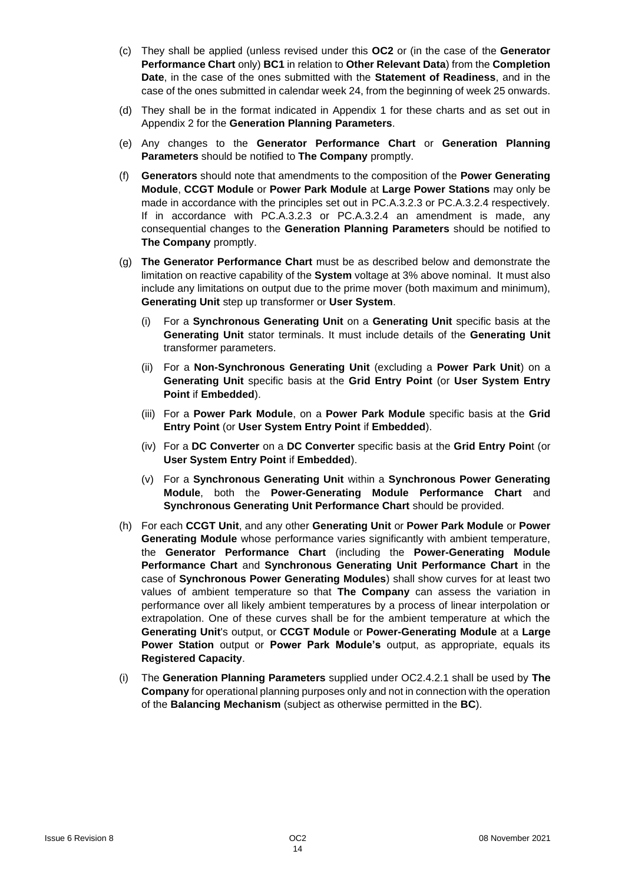(c) They shall be applied (unless revised under this **OC2** or (in the case of the **Generator Performance Chart** only) **BC1** in relation to **Other Relevant Data**) from the **Completion Date**, in the case of the ones submitted with the **Statement of Readiness**, and in the case of the ones submitted in calendar week 24, from the beginning of week 25 onwards.

(d) They shall be in the format indicated in Appendix 1 for these charts and as set out in Appendix 2 for the **Generation Planning Parameters**.

(e) Any changes to the **Generator Performance Chart** or **Generation Planning Parameters** should be notified to **The Company** promptly.

(f) **Generators** should note that amendments to the composition of the **Power Generating Module**, **CCGT Module** or **Power Park Module** at **Large Power Stations** may only be made in accordance with the principles set out in PC.A.3.2.3 or PC.A.3.2.4 respectively. If in accordance with PC.A.3.2.3 or PC.A.3.2.4 an amendment is made, any consequential changes to the **Generation Planning Parameters** should be notified to **The Company** promptly.

(g) **The Generator Performance Chart** must be as described below and demonstrate the limitation on reactive capability of the **System** voltage at 3% above nominal. It must also include any limitations on output due to the prime mover (both maximum and minimum), **Generating Unit** step up transformer or **User System**.

   (i) For a **Synchronous Generating Unit** on a **Generating Unit** specific basis at the **Generating Unit** stator terminals. It must include details of the **Generating Unit** transformer parameters.

   (ii) For a **Non-Synchronous Generating Unit** (excluding a **Power Park Unit**) on a **Generating Unit** specific basis at the **Grid Entry Point** (or **User System Entry Point** if **Embedded**).

   (iii) For a **Power Park Module**, on a **Power Park Module** specific basis at the **Grid Entry Point** (or **User System Entry Point** if **Embedded**).

   (iv) For a **DC Converter** on a **DC Converter** specific basis at the **Grid Entry Poin**t (or **User System Entry Point** if **Embedded**).

   (v) For a **Synchronous Generating Unit** within a **Synchronous Power Generating Module**, both the **Power-Generating Module Performance Chart** and **Synchronous Generating Unit Performance Chart** should be provided.

(h) For each **CCGT Unit**, and any other **Generating Unit** or **Power Park Module** or **Power Generating Module** whose performance varies significantly with ambient temperature, the **Generator Performance Chart** (including the **Power-Generating Module Performance Chart** and **Synchronous Generating Unit Performance Chart** in the case of **Synchronous Power Generating Modules**) shall show curves for at least two values of ambient temperature so that **The Company** can assess the variation in performance over all likely ambient temperatures by a process of linear interpolation or extrapolation. One of these curves shall be for the ambient temperature at which the **Generating Unit**'s output, or **CCGT Module** or **Power-Generating Module** at a **Large Power Station** output or **Power Park Module's** output, as appropriate, equals its **Registered Capacity**.

(i) The **Generation Planning Parameters** supplied under OC2.4.2.1 shall be used by **The Company** for operational planning purposes only and not in connection with the operation of the **Balancing Mechanism** (subject as otherwise permitted in the **BC**).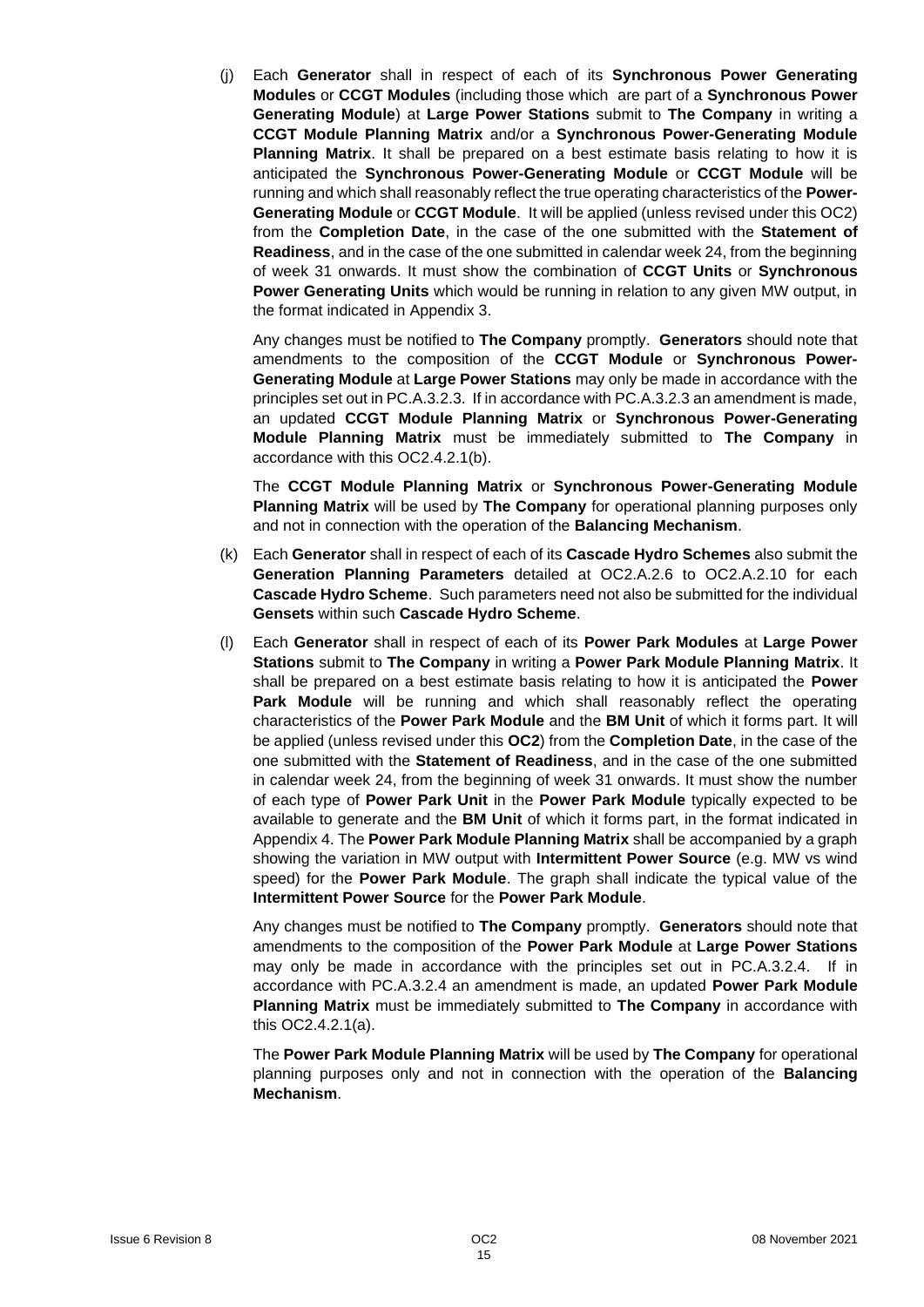(j) Each **Generator** shall in respect of each of its **Synchronous Power Generating Modules** or **CCGT Modules** (including those which are part of a **Synchronous Power Generating Module**) at **Large Power Stations** submit to **The Company** in writing a **CCGT Module Planning Matrix** and/or a **Synchronous Power-Generating Module Planning Matrix**. It shall be prepared on a best estimate basis relating to how it is anticipated the **Synchronous Power-Generating Module** or **CCGT Module** will be running and which shall reasonably reflect the true operating characteristics of the **Power-Generating Module** or **CCGT Module**. It will be applied (unless revised under this OC2) from the **Completion Date**, in the case of the one submitted with the **Statement of Readiness**, and in the case of the one submitted in calendar week 24, from the beginning of week 31 onwards. It must show the combination of **CCGT Units** or **Synchronous Power Generating Units** which would be running in relation to any given MW output, in the format indicated in Appendix 3.

Any changes must be notified to **The Company** promptly. **Generators** should note that amendments to the composition of the **CCGT Module** or **Synchronous Power-Generating Module** at **Large Power Stations** may only be made in accordance with the principles set out in PC.A.3.2.3. If in accordance with PC.A.3.2.3 an amendment is made, an updated **CCGT Module Planning Matrix** or **Synchronous Power-Generating Module Planning Matrix** must be immediately submitted to **The Company** in accordance with this OC2.4.2.1(b).

The **CCGT Module Planning Matrix** or **Synchronous Power-Generating Module Planning Matrix** will be used by **The Company** for operational planning purposes only and not in connection with the operation of the **Balancing Mechanism**.

(k) Each **Generator** shall in respect of each of its **Cascade Hydro Schemes** also submit the **Generation Planning Parameters** detailed at OC2.A.2.6 to OC2.A.2.10 for each **Cascade Hydro Scheme**. Such parameters need not also be submitted for the individual **Gensets** within such **Cascade Hydro Scheme**.

(l) Each **Generator** shall in respect of each of its **Power Park Modules** at **Large Power Stations** submit to **The Company** in writing a **Power Park Module Planning Matrix**. It shall be prepared on a best estimate basis relating to how it is anticipated the **Power Park Module** will be running and which shall reasonably reflect the operating characteristics of the **Power Park Module** and the **BM Unit** of which it forms part. It will be applied (unless revised under this **OC2**) from the **Completion Date**, in the case of the one submitted with the **Statement of Readiness**, and in the case of the one submitted in calendar week 24, from the beginning of week 31 onwards. It must show the number of each type of **Power Park Unit** in the **Power Park Module** typically expected to be available to generate and the **BM Unit** of which it forms part, in the format indicated in Appendix 4. The **Power Park Module Planning Matrix** shall be accompanied by a graph showing the variation in MW output with **Intermittent Power Source** (e.g. MW vs wind speed) for the **Power Park Module**. The graph shall indicate the typical value of the **Intermittent Power Source** for the **Power Park Module**.

Any changes must be notified to **The Company** promptly. **Generators** should note that amendments to the composition of the **Power Park Module** at **Large Power Stations** may only be made in accordance with the principles set out in PC.A.3.2.4. If in accordance with PC.A.3.2.4 an amendment is made, an updated **Power Park Module Planning Matrix** must be immediately submitted to **The Company** in accordance with this OC2.4.2.1(a).

The **Power Park Module Planning Matrix** will be used by **The Company** for operational planning purposes only and not in connection with the operation of the **Balancing Mechanism**.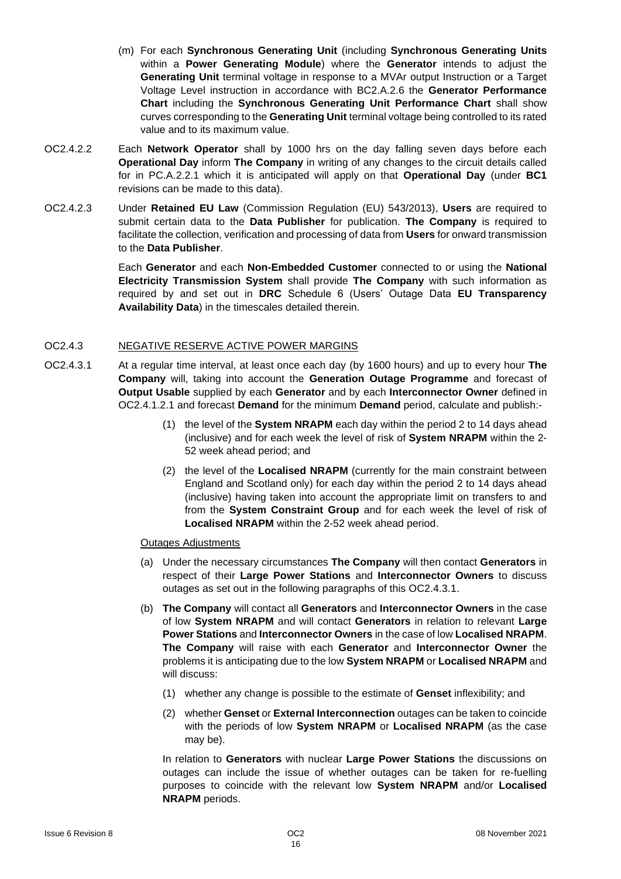(m) For each **Synchronous Generating Unit** (including **Synchronous Generating Units** within a **Power Generating Module**) where the **Generator** intends to adjust the **Generating Unit** terminal voltage in response to a MVAr output Instruction or a Target Voltage Level instruction in accordance with BC2.A.2.6 the **Generator Performance Chart** including the **Synchronous Generating Unit Performance Chart** shall show curves corresponding to the **Generating Unit** terminal voltage being controlled to its rated value and to its maximum value.

OC2.4.2.2 Each **Network Operator** shall by 1000 hrs on the day falling seven days before each **Operational Day** inform **The Company** in writing of any changes to the circuit details called for in PC.A.2.2.1 which it is anticipated will apply on that **Operational Day** (under **BC1** revisions can be made to this data).

OC2.4.2.3 Under **Retained EU Law** (Commission Regulation (EU) 543/2013), **Users** are required to submit certain data to the **Data Publisher** for publication. **The Company** is required to facilitate the collection, verification and processing of data from **Users** for onward transmission to the **Data Publisher**.

Each **Generator** and each **Non-Embedded Customer** connected to or using the **National Electricity Transmission System** shall provide **The Company** with such information as required by and set out in **DRC** Schedule 6 (Users' Outage Data **EU Transparency Availability Data**) in the timescales detailed therein.

OC2.4.3 NEGATIVE RESERVE ACTIVE POWER MARGINS

OC2.4.3.1 At a regular time interval, at least once each day (by 1600 hours) and up to every hour **The Company** will, taking into account the **Generation Outage Programme** and forecast of **Output Usable** supplied by each **Generator** and by each **Interconnector Owner** defined in OC2.4.1.2.1 and forecast **Demand** for the minimum **Demand** period, calculate and publish:-

(1) the level of the **System NRAPM** each day within the period 2 to 14 days ahead (inclusive) and for each week the level of risk of **System NRAPM** within the 2-52 week ahead period; and

(2) the level of the **Localised NRAPM** (currently for the main constraint between England and Scotland only) for each day within the period 2 to 14 days ahead (inclusive) having taken into account the appropriate limit on transfers to and from the **System Constraint Group** and for each week the level of risk of **Localised NRAPM** within the 2-52 week ahead period.

Outages Adjustments

(a) Under the necessary circumstances **The Company** will then contact **Generators** in respect of their **Large Power Stations** and **Interconnector Owners** to discuss outages as set out in the following paragraphs of this OC2.4.3.1.

(b) **The Company** will contact all **Generators** and **Interconnector Owners** in the case of low **System NRAPM** and will contact **Generators** in relation to relevant **Large Power Stations** and **Interconnector Owners** in the case of low **Localised NRAPM**. **The Company** will raise with each **Generator** and **Interconnector Owner** the problems it is anticipating due to the low **System NRAPM** or **Localised NRAPM** and will discuss:

(1) whether any change is possible to the estimate of **Genset** inflexibility; and

(2) whether **Genset** or **External Interconnection** outages can be taken to coincide with the periods of low **System NRAPM** or **Localised NRAPM** (as the case may be).

In relation to **Generators** with nuclear **Large Power Stations** the discussions on outages can include the issue of whether outages can be taken for re-fuelling purposes to coincide with the relevant low **System NRAPM** and/or **Localised NRAPM** periods.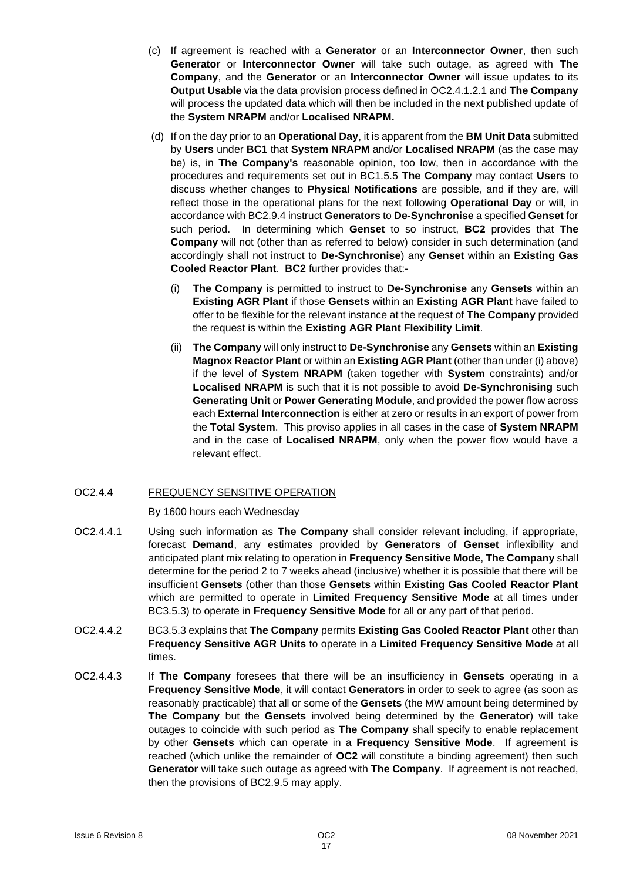(c) If agreement is reached with a **Generator** or an **Interconnector Owner**, then such **Generator** or **Interconnector Owner** will take such outage, as agreed with **The Company**, and the **Generator** or an **Interconnector Owner** will issue updates to its **Output Usable** via the data provision process defined in OC2.4.1.2.1 and **The Company** will process the updated data which will then be included in the next published update of the **System NRAPM** and/or **Localised NRAPM.**

(d) If on the day prior to an **Operational Day**, it is apparent from the **BM Unit Data** submitted by **Users** under **BC1** that **System NRAPM** and/or **Localised NRAPM** (as the case may be) is, in **The Company's** reasonable opinion, too low, then in accordance with the procedures and requirements set out in BC1.5.5 **The Company** may contact **Users** to discuss whether changes to **Physical Notifications** are possible, and if they are, will reflect those in the operational plans for the next following **Operational Day** or will, in accordance with BC2.9.4 instruct **Generators** to **De-Synchronise** a specified **Genset** for such period. In determining which **Genset** to so instruct, **BC2** provides that **The Company** will not (other than as referred to below) consider in such determination (and accordingly shall not instruct to **De-Synchronise**) any **Genset** within an **Existing Gas Cooled Reactor Plant**. **BC2** further provides that:-

(i) **The Company** is permitted to instruct to **De-Synchronise** any **Gensets** within an **Existing AGR Plant** if those **Gensets** within an **Existing AGR Plant** have failed to offer to be flexible for the relevant instance at the request of **The Company** provided the request is within the **Existing AGR Plant Flexibility Limit**.

(ii) **The Company** will only instruct to **De-Synchronise** any **Gensets** within an **Existing Magnox Reactor Plant** or within an **Existing AGR Plant** (other than under (i) above) if the level of **System NRAPM** (taken together with **System** constraints) and/or **Localised NRAPM** is such that it is not possible to avoid **De-Synchronising** such **Generating Unit** or **Power Generating Module**, and provided the power flow across each **External Interconnection** is either at zero or results in an export of power from the **Total System**. This proviso applies in all cases in the case of **System NRAPM** and in the case of **Localised NRAPM**, only when the power flow would have a relevant effect.

OC2.4.4 FREQUENCY SENSITIVE OPERATION

By 1600 hours each Wednesday

OC2.4.4.1 Using such information as **The Company** shall consider relevant including, if appropriate, forecast **Demand**, any estimates provided by **Generators** of **Genset** inflexibility and anticipated plant mix relating to operation in **Frequency Sensitive Mode**, **The Company** shall determine for the period 2 to 7 weeks ahead (inclusive) whether it is possible that there will be insufficient **Gensets** (other than those **Gensets** within **Existing Gas Cooled Reactor Plant** which are permitted to operate in **Limited Frequency Sensitive Mode** at all times under BC3.5.3) to operate in **Frequency Sensitive Mode** for all or any part of that period.

OC2.4.4.2 BC3.5.3 explains that **The Company** permits **Existing Gas Cooled Reactor Plant** other than **Frequency Sensitive AGR Units** to operate in a **Limited Frequency Sensitive Mode** at all times.

OC2.4.4.3 If **The Company** foresees that there will be an insufficiency in **Gensets** operating in a **Frequency Sensitive Mode**, it will contact **Generators** in order to seek to agree (as soon as reasonably practicable) that all or some of the **Gensets** (the MW amount being determined by **The Company** but the **Gensets** involved being determined by the **Generator**) will take outages to coincide with such period as **The Company** shall specify to enable replacement by other **Gensets** which can operate in a **Frequency Sensitive Mode**. If agreement is reached (which unlike the remainder of **OC2** will constitute a binding agreement) then such **Generator** will take such outage as agreed with **The Company**. If agreement is not reached, then the provisions of BC2.9.5 may apply.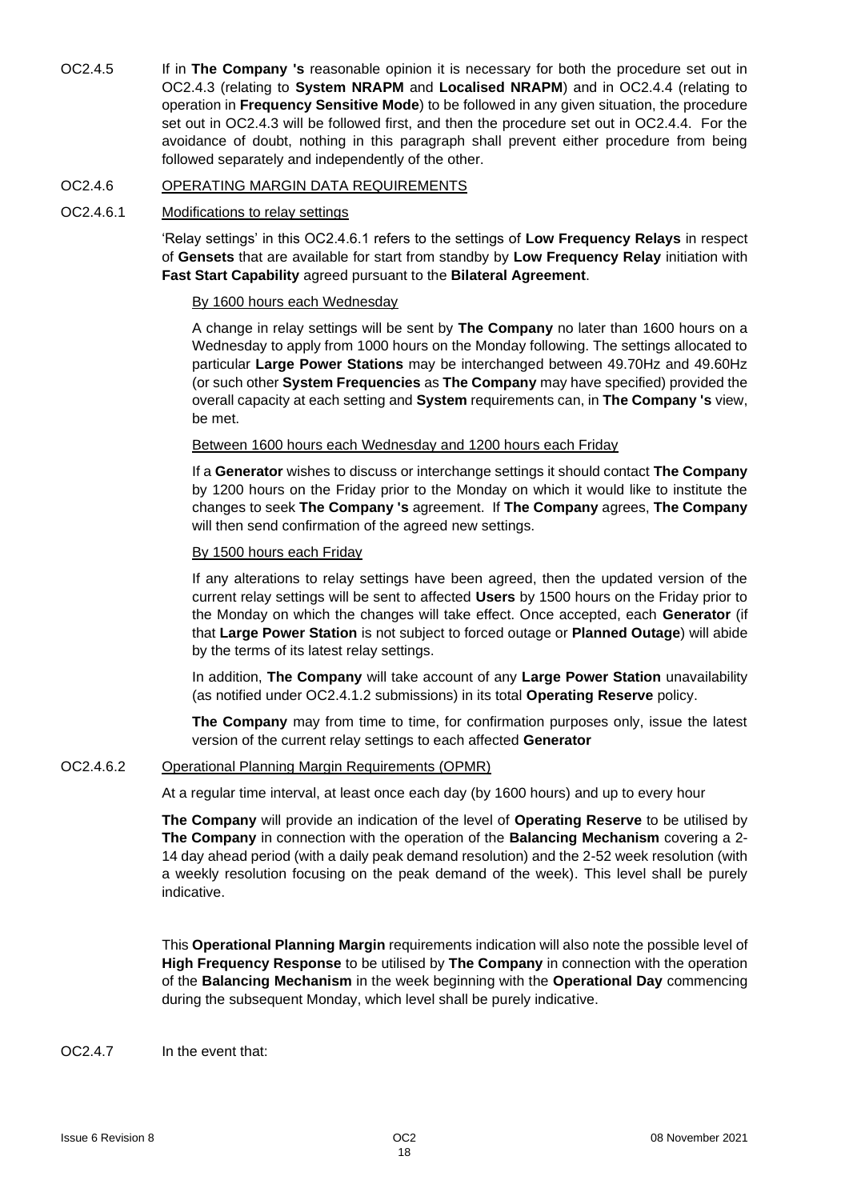OC2.4.5 If in **The Company 's** reasonable opinion it is necessary for both the procedure set out in OC2.4.3 (relating to **System NRAPM** and **Localised NRAPM**) and in OC2.4.4 (relating to operation in **Frequency Sensitive Mode**) to be followed in any given situation, the procedure set out in OC2.4.3 will be followed first, and then the procedure set out in OC2.4.4. For the avoidance of doubt, nothing in this paragraph shall prevent either procedure from being followed separately and independently of the other.

OC2.4.6 <u>OPERATING MARGIN DATA REQUIREMENTS</u>

OC2.4.6.1 <u>Modifications to relay settings</u>

'Relay settings' in this OC2.4.6.1 refers to the settings of **Low Frequency Relays** in respect of **Gensets** that are available for start from standby by **Low Frequency Relay** initiation with **Fast Start Capability** agreed pursuant to the **Bilateral Agreement**.

<u>By 1600 hours each Wednesday</u>

A change in relay settings will be sent by **The Company** no later than 1600 hours on a Wednesday to apply from 1000 hours on the Monday following. The settings allocated to particular **Large Power Stations** may be interchanged between 49.70Hz and 49.60Hz (or such other **System Frequencies** as **The Company** may have specified) provided the overall capacity at each setting and **System** requirements can, in **The Company 's** view, be met.

<u>Between 1600 hours each Wednesday and 1200 hours each Friday</u>

If a **Generator** wishes to discuss or interchange settings it should contact **The Company** by 1200 hours on the Friday prior to the Monday on which it would like to institute the changes to seek **The Company 's** agreement. If **The Company** agrees, **The Company** will then send confirmation of the agreed new settings.

<u>By 1500 hours each Friday</u>

If any alterations to relay settings have been agreed, then the updated version of the current relay settings will be sent to affected **Users** by 1500 hours on the Friday prior to the Monday on which the changes will take effect. Once accepted, each **Generator** (if that **Large Power Station** is not subject to forced outage or **Planned Outage**) will abide by the terms of its latest relay settings.

In addition, **The Company** will take account of any **Large Power Station** unavailability (as notified under OC2.4.1.2 submissions) in its total **Operating Reserve** policy.

**The Company** may from time to time, for confirmation purposes only, issue the latest version of the current relay settings to each affected **Generator**

OC2.4.6.2 <u>Operational Planning Margin Requirements (OPMR)</u>

At a regular time interval, at least once each day (by 1600 hours) and up to every hour

**The Company** will provide an indication of the level of **Operating Reserve** to be utilised by **The Company** in connection with the operation of the **Balancing Mechanism** covering a 2-14 day ahead period (with a daily peak demand resolution) and the 2-52 week resolution (with a weekly resolution focusing on the peak demand of the week). This level shall be purely indicative.

This **Operational Planning Margin** requirements indication will also note the possible level of **High Frequency Response** to be utilised by **The Company** in connection with the operation of the **Balancing Mechanism** in the week beginning with the **Operational Day** commencing during the subsequent Monday, which level shall be purely indicative.

OC2.4.7 In the event that: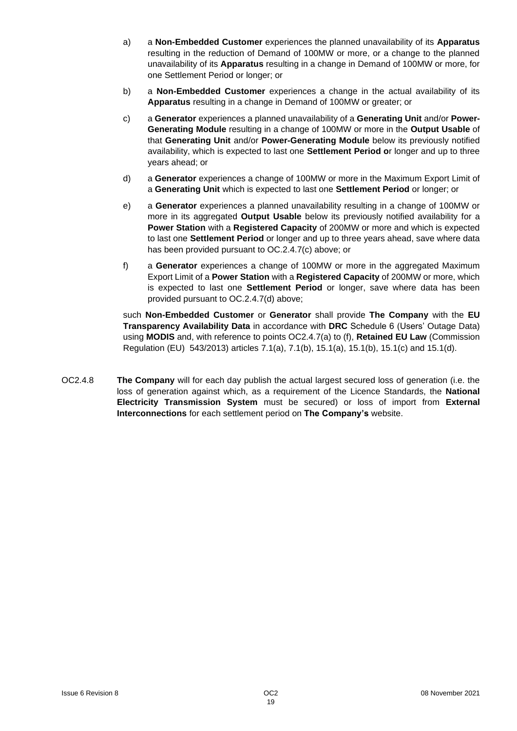a) a **Non-Embedded Customer** experiences the planned unavailability of its **Apparatus** resulting in the reduction of Demand of 100MW or more, or a change to the planned unavailability of its **Apparatus** resulting in a change in Demand of 100MW or more, for one Settlement Period or longer; or

b) a **Non-Embedded Customer** experiences a change in the actual availability of its **Apparatus** resulting in a change in Demand of 100MW or greater; or

c) a **Generator** experiences a planned unavailability of a **Generating Unit** and/or **Power-Generating Module** resulting in a change of 100MW or more in the **Output Usable** of that **Generating Unit** and/or **Power-Generating Module** below its previously notified availability, which is expected to last one **Settlement Period o**r longer and up to three years ahead; or

d) a **Generator** experiences a change of 100MW or more in the Maximum Export Limit of a **Generating Unit** which is expected to last one **Settlement Period** or longer; or

e) a **Generator** experiences a planned unavailability resulting in a change of 100MW or more in its aggregated **Output Usable** below its previously notified availability for a **Power Station** with a **Registered Capacity** of 200MW or more and which is expected to last one **Settlement Period** or longer and up to three years ahead, save where data has been provided pursuant to OC.2.4.7(c) above; or

f) a **Generator** experiences a change of 100MW or more in the aggregated Maximum Export Limit of a **Power Station** with a **Registered Capacity** of 200MW or more, which is expected to last one **Settlement Period** or longer, save where data has been provided pursuant to OC.2.4.7(d) above;

such **Non-Embedded Customer** or **Generator** shall provide **The Company** with the **EU Transparency Availability Data** in accordance with **DRC** Schedule 6 (Users' Outage Data) using **MODIS** and, with reference to points OC2.4.7(a) to (f), **Retained EU Law** (Commission Regulation (EU) 543/2013) articles 7.1(a), 7.1(b), 15.1(a), 15.1(b), 15.1(c) and 15.1(d).

OC2.4.8 **The Company** will for each day publish the actual largest secured loss of generation (i.e. the loss of generation against which, as a requirement of the Licence Standards, the **National Electricity Transmission System** must be secured) or loss of import from **External Interconnections** for each settlement period on **The Company's** website.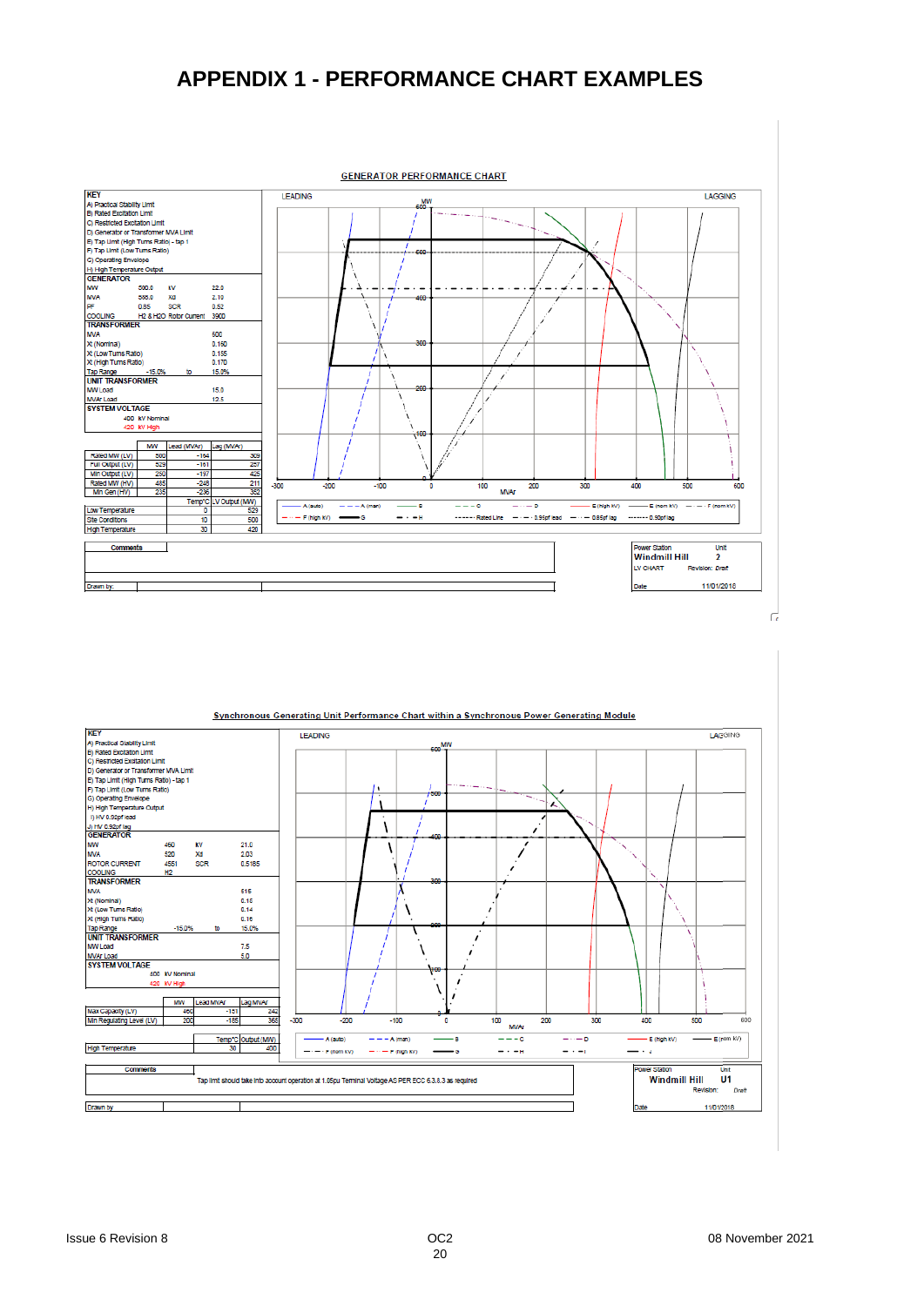# APPENDIX 1 - PERFORMANCE CHART EXAMPLES

**GENERATOR PERFORMANCE CHART**

**KEY**

A) Practical Stability Limit
B) Rated Excitation Limit
C) Restricted Excitation Limit
D) Generator or Transformer MVA Limit
E) Tap Limit (High Turns Ratio) - tap 1
F) Tap Limit (Low Turns Ratio)
G) Operating Envelope
H) High Temperature Output

**GENERATOR**

| | | | |
|---|---|---|---|
| MW | 500.0 | kV | 22.0 |
| MVA | 588.0 | Xd | 2.10 |
| PF | 0.85 | SCR | 0.52 |
| COOLING | H2 & H2O | Rotor Current | 3900 |

**TRANSFORMER**

| | |
|---|---|
| MVA | 600 |
| Xt (Nominal) | 0.160 |
| Xt (Low Turns Ratio) | 0.155 |
| Xt (High Turns Ratio) | 0.170 |
| Tap Range | -15.0% to 15.0% |

**UNIT TRANSFORMER**

| | |
|---|---|
| MW Load | 15.0 |
| MVAr Load | 12.5 |

**SYSTEM VOLTAGE**

400 kV Nominal
420 kV High

| | MW | Lead (MVAr) | Lag (MVAr) |
|---|---|---|---|
| Rated MW (LV) | 500 | -164 | 309 |
| Full Output (LV) | 529 | -151 | 257 |
| Min Output (LV) | 250 | -197 | 425 |
| Rated MW (HV) | 485 | -246 | 211 |
| Min Gen (HV) | 235 | -236 | 352 |

| | Temp°C | LV Output (MW) |
|---|---|---|
| Low Temperature | 0 | 529 |
| Site Conditions | 10 | 500 |
| High Temperature | 30 | 420 |

Comments

Drawn by:

Power Station: Windmill Hill — Unit: 2
LV CHART — Revision: Draft
Date: 11/01/2018

**Synchronous Generating Unit Performance Chart within a Synchronous Power Generating Module**

**KEY**

A) Practical Stability Limit
B) Rated Excitation Limit
C) Restricted Excitation Limit
D) Generator or Transformer MVA Limit
E) Tap Limit (High Turns Ratio) - tap 1
F) Tap Limit (Low Turns Ratio)
G) Operating Envelope
H) High Temperature Output
I) HV 0.95pf lead
J) HV 0.92pf lag

**GENERATOR**

| | | | |
|---|---|---|---|
| MW | 460 | kV | 21.0 |
| MVA | 520 | Xd | 2.03 |
| ROTOR CURRENT | 4551 | SCR | 0.5185 |
| COOLING | H2 | | |

**TRANSFORMER**

| | |
|---|---|
| MVA | 515 |
| Xt (Nominal) | 0.15 |
| Xt (Low Turns Ratio) | 0.14 |
| Xt (High Turns Ratio) | 0.16 |
| Tap Range | -15.0% to 15.0% |

**UNIT TRANSFORMER**

| | |
|---|---|
| MW Load | 7.5 |
| MVAr Load | 5.0 |

**SYSTEM VOLTAGE**

400 kV Nominal
420 kV High

| | MW | Lead MVAr | Lag MVAr |
|---|---|---|---|
| Max Capacity (LV) | 460 | -151 | 242 |
| Min Regulating Level (LV) | 200 | -165 | 365 |

| | Temp°C | Output (MW) |
|---|---|---|
| High Temperature | 30 | 400 |

Comments: Tap limit should take into account operation at 1.05pu Terminal Voltage AS PER ECC 6.3.8.3 as required

Drawn by

Power Station: Windmill Hill — Unit: U1
Revision: Draft
Date: 11/01/2018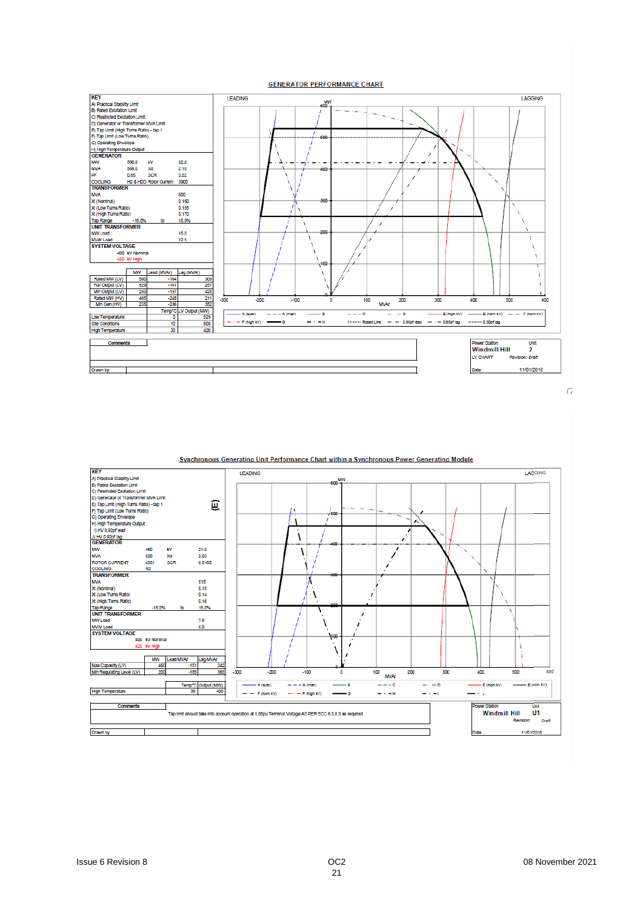## GENERATOR PERFORMANCE CHART

**KEY**

A) Practical Stability Limit
B) Rated Excitation Limit
C) Restricted Excitation Limit
D) Generator or Transformer MVA Limit
E) Tap Limit (High Turns Ratio) - tap 1
F) Tap Limit (Low Turns Ratio)
G) Operating Envelope
H) High Temperature Output

**GENERATOR**

| | | | |
|---|---|---|---|
| MW | 500.0 | kV | 22.0 |
| MVA | 588.0 | Xd | 2.10 |
| PF | 0.85 | SCR | 0.52 |
| COOLING | H2 & H2O | Rotor Current | 3900 |

**TRANSFORMER**

| | | | |
|---|---|---|---|
| MVA | | | 500 |
| Xt (Nominal) | | | 0.150 |
| Xt (Low Turns Ratio) | | | 0.155 |
| Xt (High Turns Ratio) | | | 0.170 |
| Tap Range | -15.0% | to | 15.0% |

**UNIT TRANSFORMER**

| | |
|---|---|
| MW Load | 15.0 |
| MVAr Load | 12.5 |

**SYSTEM VOLTAGE**

400 kV Nominal
420 kV High

| | MW | Lead (MVAr) | Lag (MVAr) |
|---|---|---|---|
| Rated MW (LV) | 500 | -164 | 309 |
| Full Output (LV) | 529 | -161 | 257 |
| Min Output (LV) | 250 | -197 | 425 |
| Rated MW (HV) | 485 | -248 | 211 |
| Min Gen (HV) | 235 | -236 | 352 |

| | Temp°C | LV Output (MW) |
|---|---|---|
| Low Temperature | 0 | 529 |
| Site Conditions | 10 | 500 |
| High Temperature | 30 | 420 |

LEADING / LAGGING — MW (vertical axis 0–600), MVAr (horizontal axis -300 to 600)

Legend: A (auto), A (man), B, C, D, E (high kV), E (nom kV), F (nom kV), F (high kV), G, H, Rated Line, 0.95pf lead, 0.85pf lag, 0.90pf lag

Comments

Drawn by:

Power Station: Windmill Hill — Unit: 2
LV CHART — Revision: Draft
Date: 11/01/2018

## Synchronous Generating Unit Performance Chart within a Synchronous Power Generating Module

**KEY**

A) Practical Stability Limit
B) Rated Excitation Limit
C) Restricted Excitation Limit
D) Generator or Transformer MVA Limit
E) Tap Limit (High Turns Ratio) - tap 1
F) Tap Limit (Low Turns Ratio)
G) Operating Envelope
H) High Temperature Output
I) HV 0.92pf lead
J) HV 0.92pf lag

**GENERATOR**

| | | | |
|---|---|---|---|
| MW | 460 | kV | 21.0 |
| MVA | 520 | Xd | 2.03 |
| ROTOR CURRENT | 4551 | SCR | 0.5165 |
| COOLING | H2 | | |

**TRANSFORMER**

| | | | |
|---|---|---|---|
| MVA | | | 515 |
| Xt (Nominal) | | | 0.15 |
| Xt (Low Turns Ratio) | | | 0.14 |
| Xt (High Turns Ratio) | | | 0.16 |
| Tap Range | -15.0% | to | 15.0% |

**UNIT TRANSFORMER**

| | |
|---|---|
| MW Load | 7.5 |
| MVAr Load | 6.0 |

**SYSTEM VOLTAGE**

400 kV Nominal
420 kV High

| | MW | Lead MVAr | Lag MVAr |
|---|---|---|---|
| Max Capacity (LV) | 460 | -151 | 242 |
| Min Regulating Level (LV) | 200 | -165 | 365 |

| | Temp°C | Output (MW) |
|---|---|---|
| High Temperature | 30 | 400 |

LEADING / LAGGING — MW (vertical axis 0–600), MVAr (horizontal axis -300 to 600)

Legend: A (auto), A (man), B, C, D, E (high kV), E (nom kV), F (nom kV), F (high kV), G, H, I, J

Comments: Tap limit should take into account operation at 1.05pu Terminal Voltage AS PER ECC 6.3.8.3 as required

Drawn by

Power Station: Windmill Hill — Unit: U1
LV CHART — Revision: Draft
Date: 11/01/2018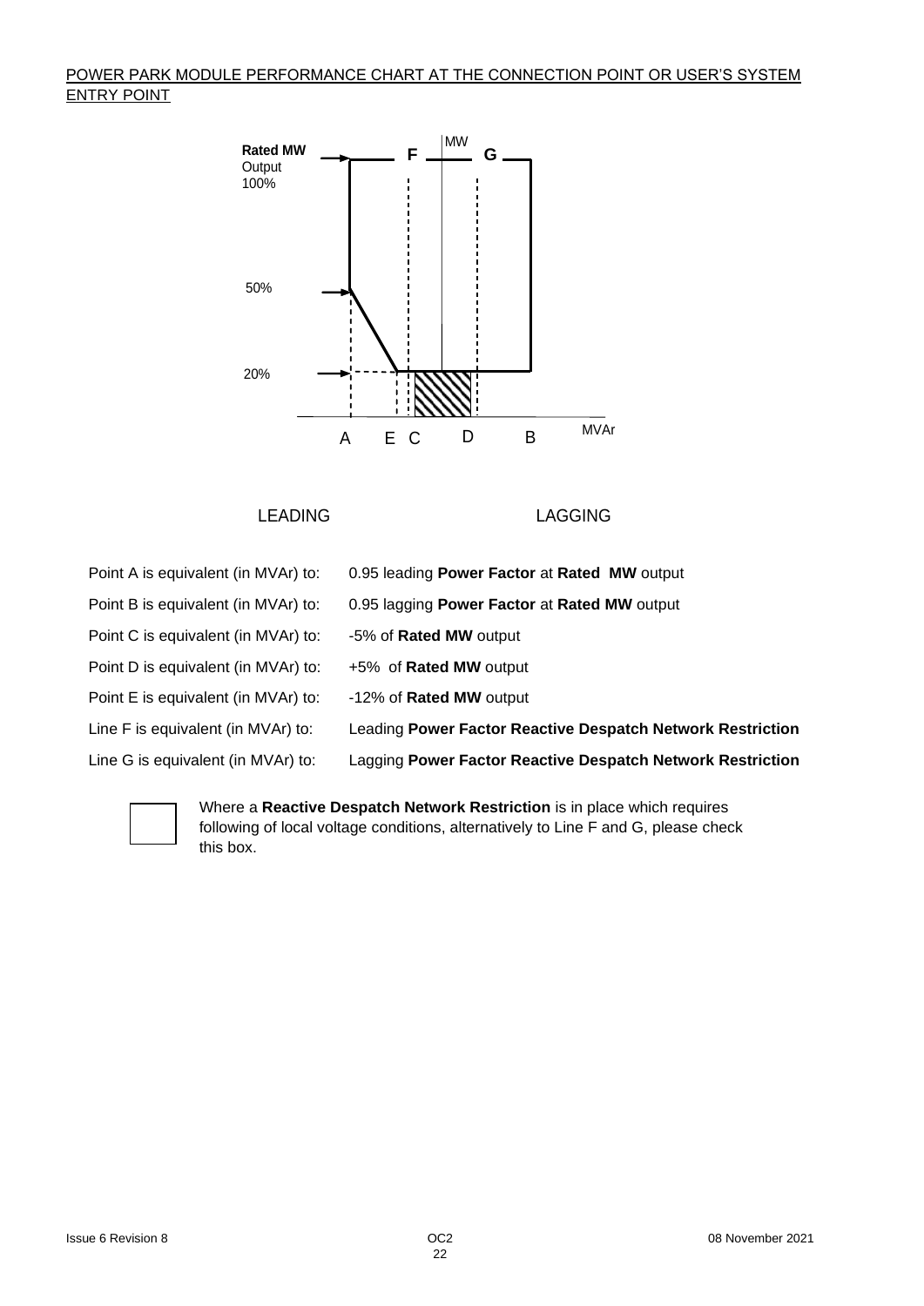POWER PARK MODULE PERFORMANCE CHART AT THE CONNECTION POINT OR USER'S SYSTEM ENTRY POINT

**Rated MW** Output 100%

50%

20%

F MW G

A E C D B MVAr

LEADING LAGGING

| | |
|---|---|
| Point A is equivalent (in MVAr) to: | 0.95 leading **Power Factor** at **Rated MW** output |
| Point B is equivalent (in MVAr) to: | 0.95 lagging **Power Factor** at **Rated MW** output |
| Point C is equivalent (in MVAr) to: | -5% of **Rated MW** output |
| Point D is equivalent (in MVAr) to: | +5% of **Rated MW** output |
| Point E is equivalent (in MVAr) to: | -12% of **Rated MW** output |
| Line F is equivalent (in MVAr) to: | Leading **Power Factor Reactive Despatch Network Restriction** |
| Line G is equivalent (in MVAr) to: | Lagging **Power Factor Reactive Despatch Network Restriction** |

☐ Where a **Reactive Despatch Network Restriction** is in place which requires following of local voltage conditions, alternatively to Line F and G, please check this box.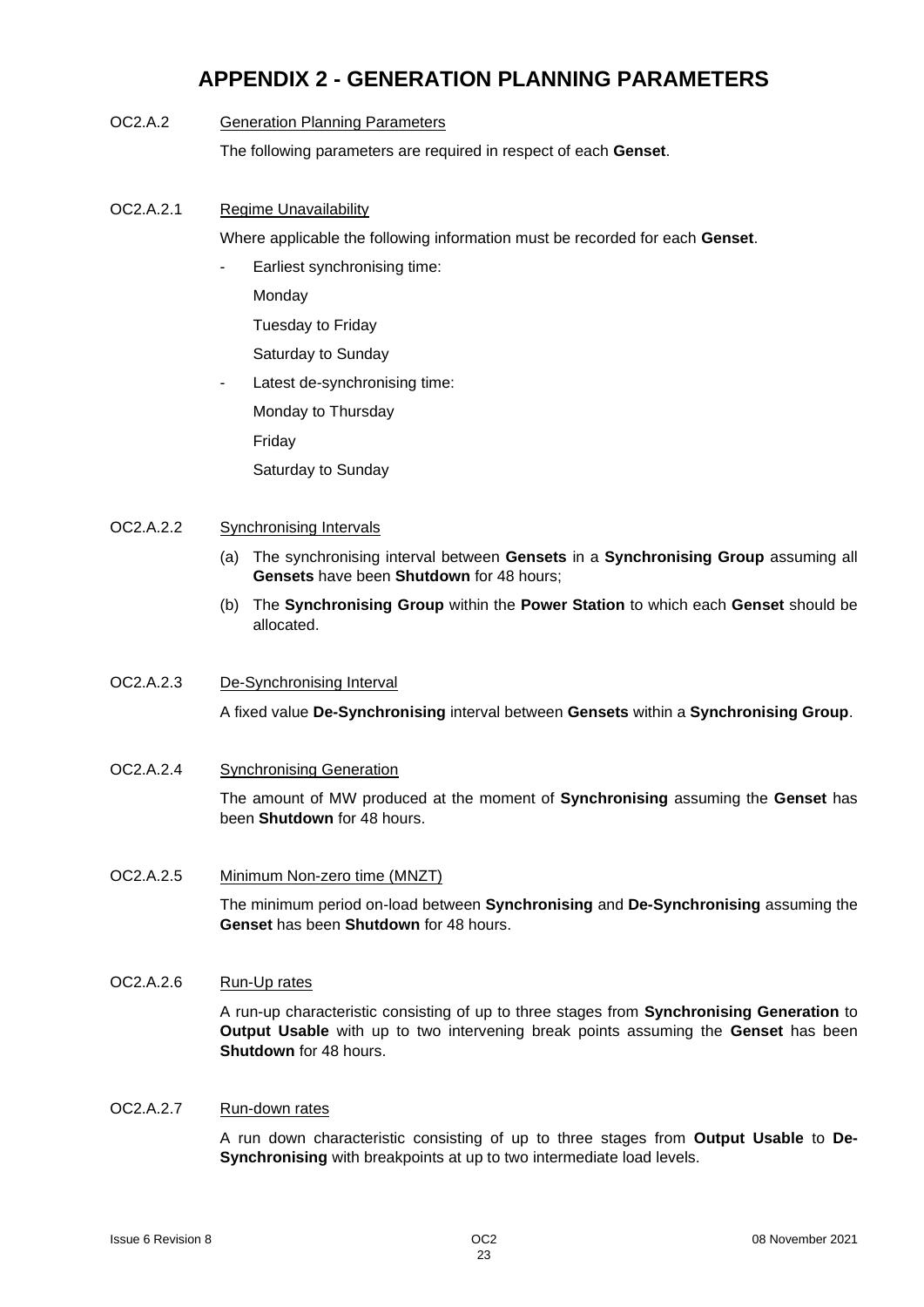# APPENDIX 2 - GENERATION PLANNING PARAMETERS

OC2.A.2 Generation Planning Parameters

The following parameters are required in respect of each **Genset**.

OC2.A.2.1 Regime Unavailability

Where applicable the following information must be recorded for each **Genset**.

- Earliest synchronising time:

  Monday

  Tuesday to Friday

  Saturday to Sunday

- Latest de-synchronising time:

  Monday to Thursday

  Friday

  Saturday to Sunday

OC2.A.2.2 Synchronising Intervals

(a) The synchronising interval between **Gensets** in a **Synchronising Group** assuming all **Gensets** have been **Shutdown** for 48 hours;

(b) The **Synchronising Group** within the **Power Station** to which each **Genset** should be allocated.

OC2.A.2.3 De-Synchronising Interval

A fixed value **De-Synchronising** interval between **Gensets** within a **Synchronising Group**.

OC2.A.2.4 Synchronising Generation

The amount of MW produced at the moment of **Synchronising** assuming the **Genset** has been **Shutdown** for 48 hours.

OC2.A.2.5 Minimum Non-zero time (MNZT)

The minimum period on-load between **Synchronising** and **De-Synchronising** assuming the **Genset** has been **Shutdown** for 48 hours.

OC2.A.2.6 Run-Up rates

A run-up characteristic consisting of up to three stages from **Synchronising Generation** to **Output Usable** with up to two intervening break points assuming the **Genset** has been **Shutdown** for 48 hours.

OC2.A.2.7 Run-down rates

A run down characteristic consisting of up to three stages from **Output Usable** to **De-Synchronising** with breakpoints at up to two intermediate load levels.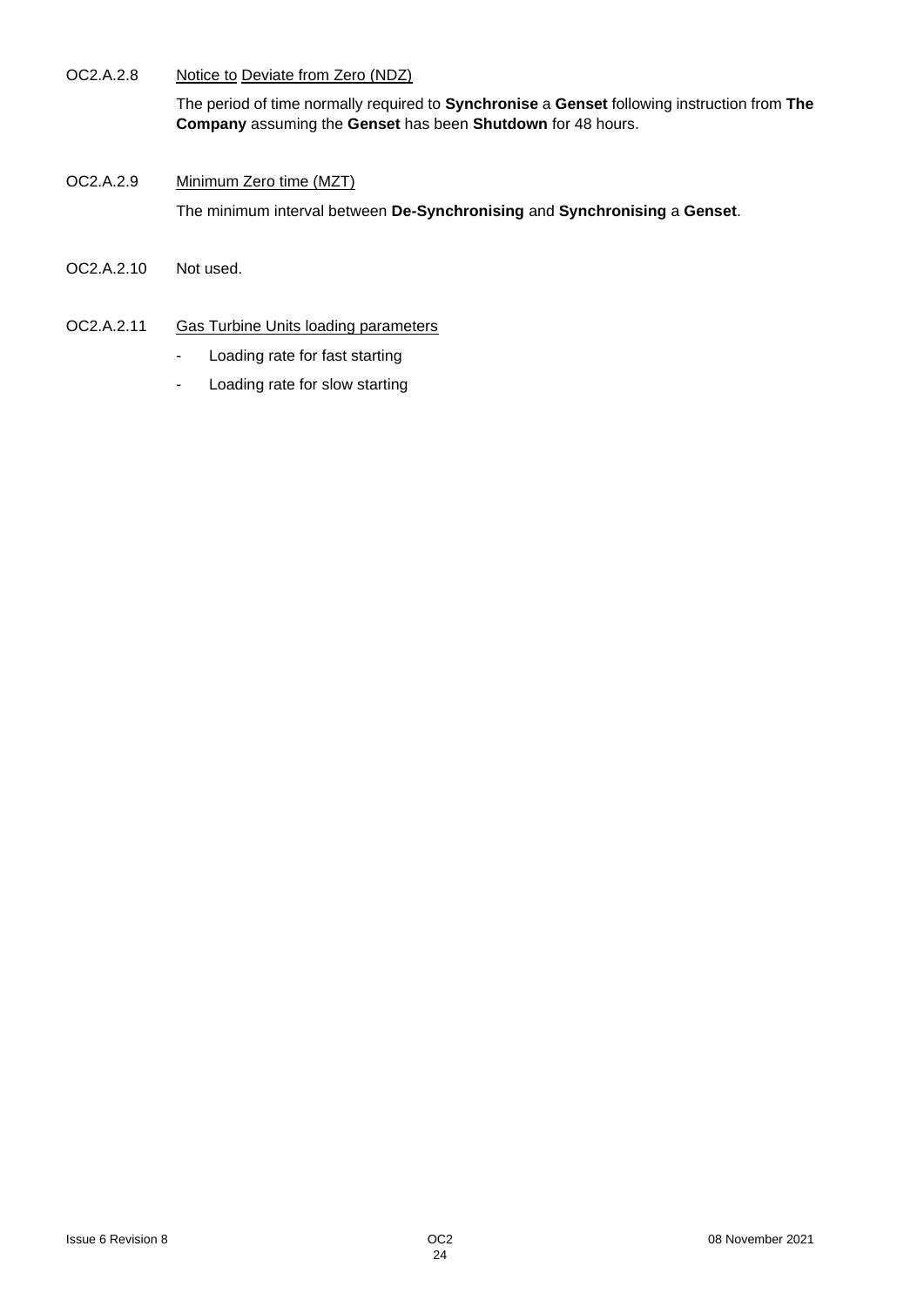OC2.A.2.8 <u>Notice to</u> <u>Deviate from Zero (NDZ)</u>

The period of time normally required to **Synchronise** a **Genset** following instruction from **The Company** assuming the **Genset** has been **Shutdown** for 48 hours.

OC2.A.2.9 <u>Minimum Zero time (MZT)</u>

The minimum interval between **De-Synchronising** and **Synchronising** a **Genset**.

OC2.A.2.10 Not used.

OC2.A.2.11 <u>Gas Turbine Units loading parameters</u>

- Loading rate for fast starting
- Loading rate for slow starting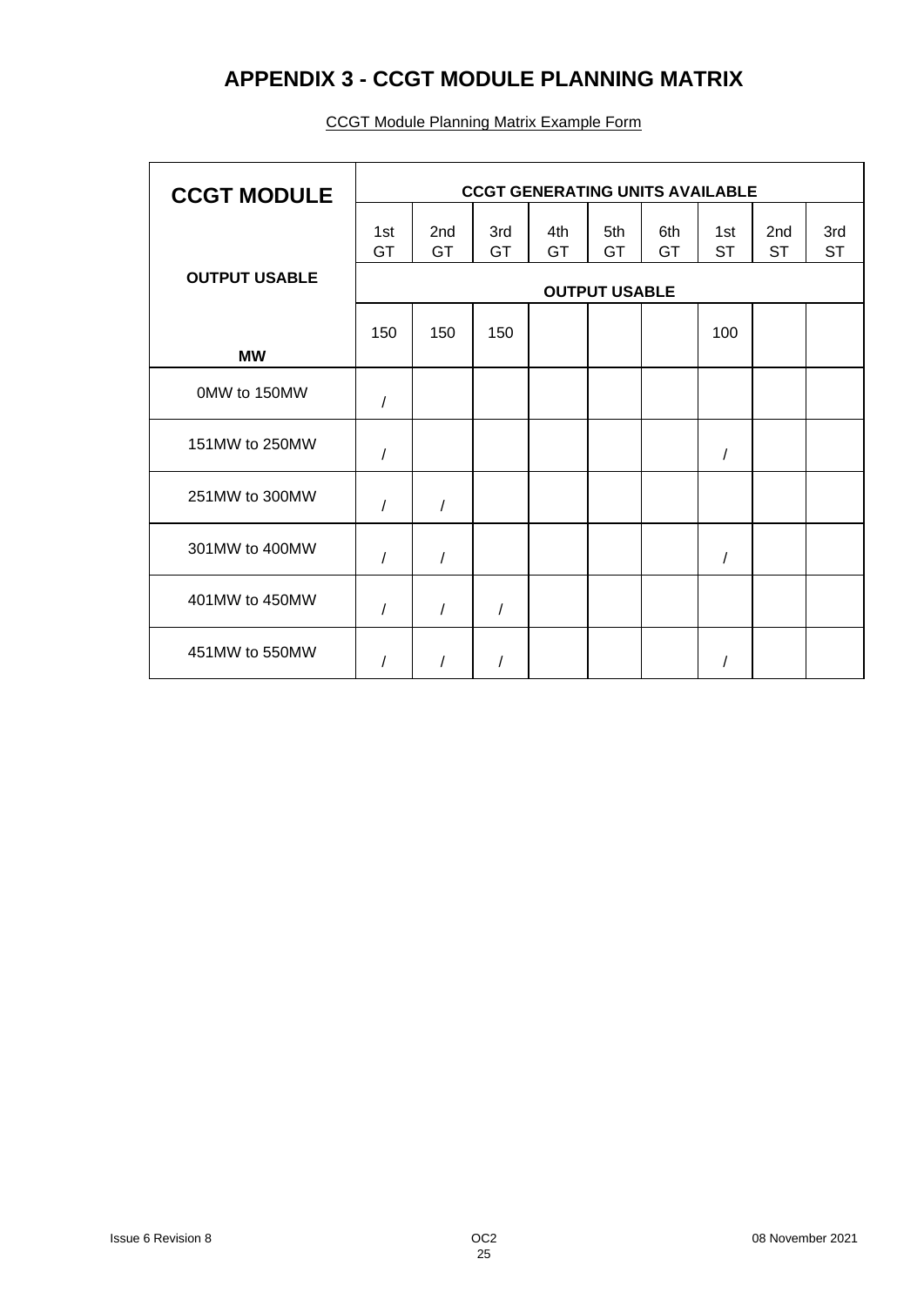# APPENDIX 3 - CCGT MODULE PLANNING MATRIX

CCGT Module Planning Matrix Example Form

| CCGT MODULE | CCGT GENERATING UNITS AVAILABLE | | | | | | | | |
|---|---|---|---|---|---|---|---|---|---|
| | 1st GT | 2nd GT | 3rd GT | 4th GT | 5th GT | 6th GT | 1st ST | 2nd ST | 3rd ST |
| OUTPUT USABLE | OUTPUT USABLE | | | | | | | | |
| MW | 150 | 150 | 150 | | | | 100 | | |
| 0MW to 150MW | / | | | | | | | | |
| 151MW to 250MW | / | | | | | | / | | |
| 251MW to 300MW | / | / | | | | | | | |
| 301MW to 400MW | / | / | | | | | / | | |
| 401MW to 450MW | / | / | / | | | | | | |
| 451MW to 550MW | / | / | / | | | | / | | |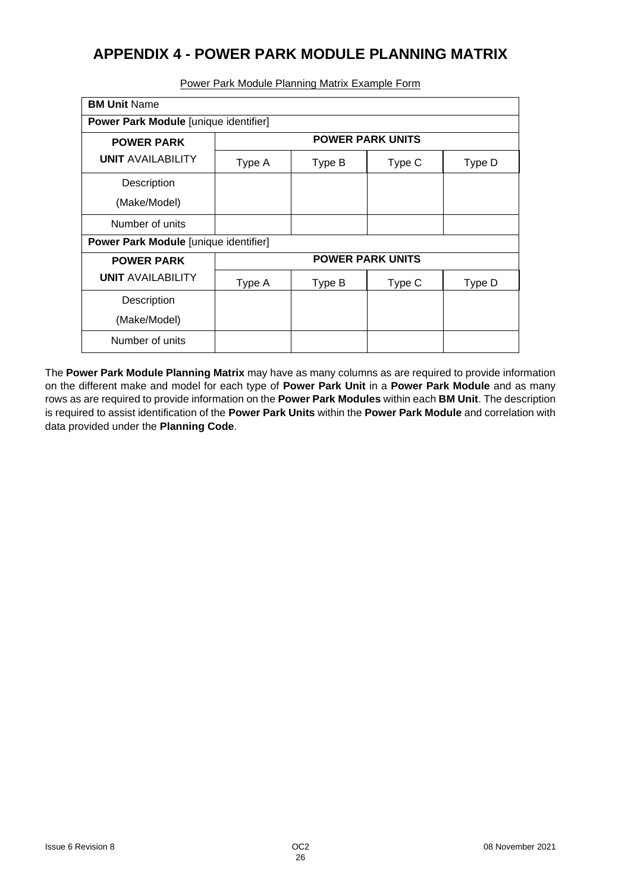# APPENDIX 4 - POWER PARK MODULE PLANNING MATRIX

Power Park Module Planning Matrix Example Form

| **BM Unit** Name | | | | |
|---|---|---|---|---|
| **Power Park Module** [unique identifier] | | | | |
| **POWER PARK UNIT** AVAILABILITY | **POWER PARK UNITS** | | | |
| | Type A | Type B | Type C | Type D |
| Description (Make/Model) | | | | |
| Number of units | | | | |
| **Power Park Module** [unique identifier] | | | | |
| **POWER PARK UNIT** AVAILABILITY | **POWER PARK UNITS** | | | |
| | Type A | Type B | Type C | Type D |
| Description (Make/Model) | | | | |
| Number of units | | | | |

The **Power Park Module Planning Matrix** may have as many columns as are required to provide information on the different make and model for each type of **Power Park Unit** in a **Power Park Module** and as many rows as are required to provide information on the **Power Park Modules** within each **BM Unit**. The description is required to assist identification of the **Power Park Units** within the **Power Park Module** and correlation with data provided under the **Planning Code**.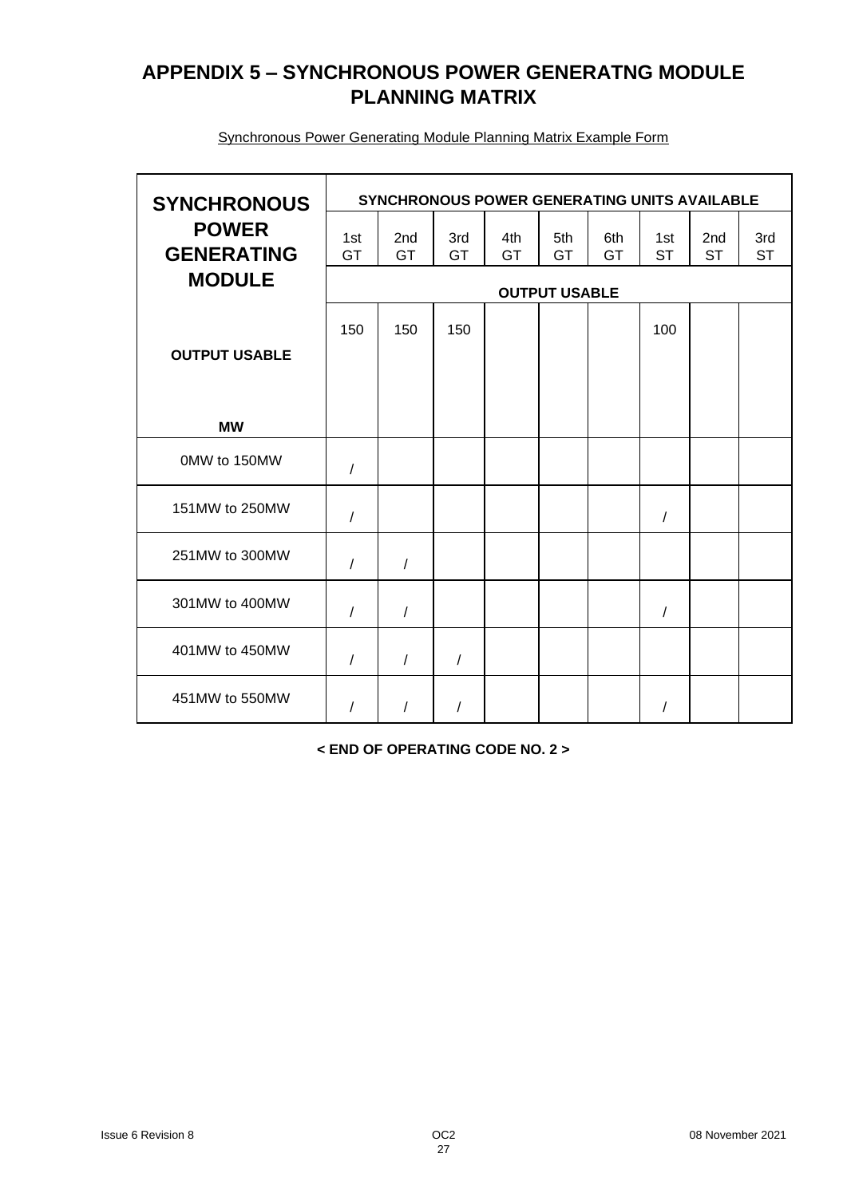# APPENDIX 5 – SYNCHRONOUS POWER GENERATNG MODULE PLANNING MATRIX

Synchronous Power Generating Module Planning Matrix Example Form

| SYNCHRONOUS POWER GENERATING MODULE | SYNCHRONOUS POWER GENERATING UNITS AVAILABLE | | | | | | | | |
|---|---|---|---|---|---|---|---|---|---|
| | 1st GT | 2nd GT | 3rd GT | 4th GT | 5th GT | 6th GT | 1st ST | 2nd ST | 3rd ST |
| | OUTPUT USABLE | | | | | | | | |
| OUTPUT USABLE MW | 150 | 150 | 150 | | | | 100 | | |
| 0MW to 150MW | / | | | | | | | | |
| 151MW to 250MW | / | | | | | | / | | |
| 251MW to 300MW | / | / | | | | | | | |
| 301MW to 400MW | / | / | | | | | / | | |
| 401MW to 450MW | / | / | / | | | | | | |
| 451MW to 550MW | / | / | / | | | | / | | |

**< END OF OPERATING CODE NO. 2 >**